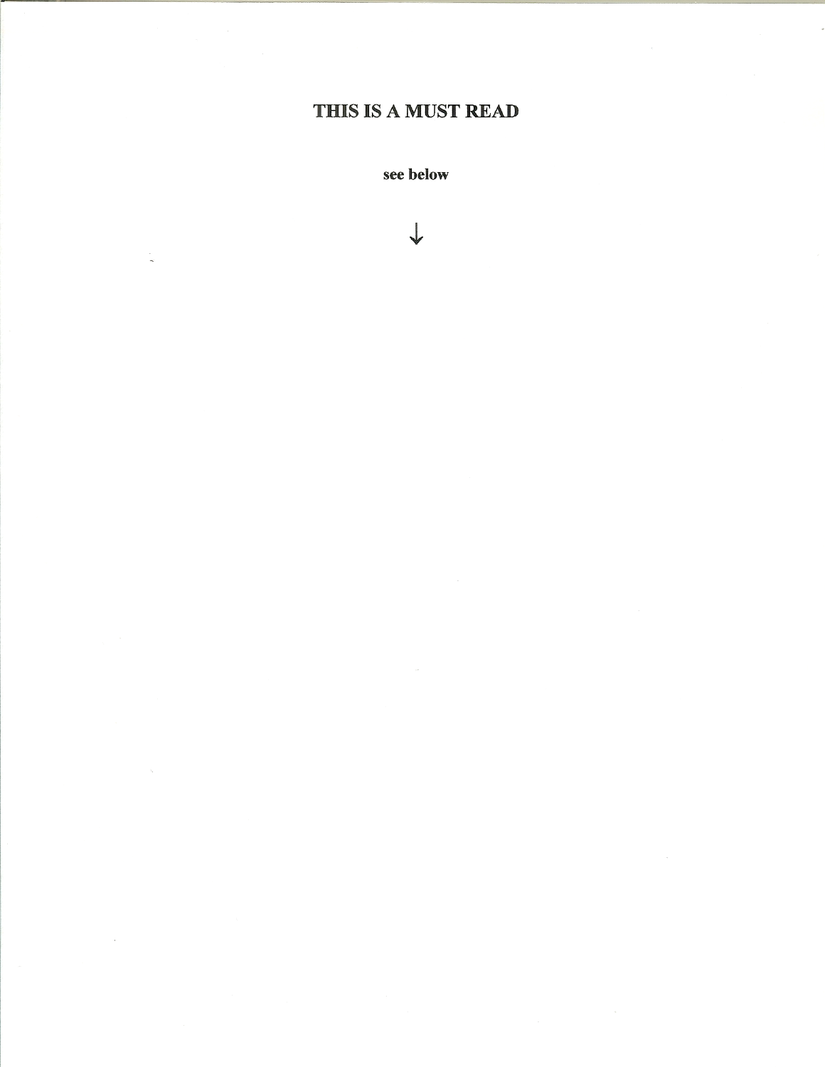# THIS IS A MUST READ

**see below**

↓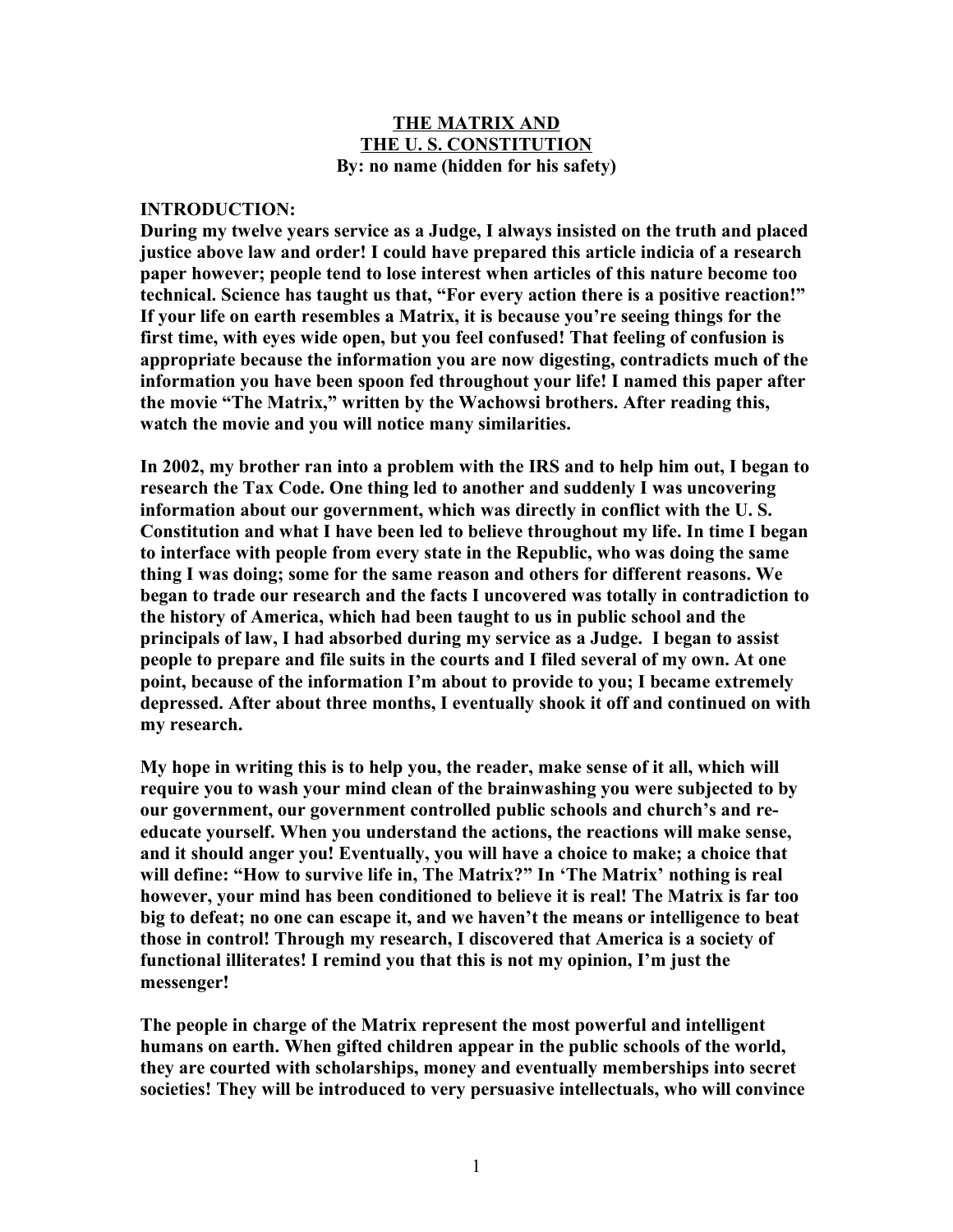# THE MATRIX AND THE U. S. CONSTITUTION

**By: no name (hidden for his safety)**

**INTRODUCTION:**

**During my twelve years service as a Judge, I always insisted on the truth and placed justice above law and order! I could have prepared this article indicia of a research paper however; people tend to lose interest when articles of this nature become too technical. Science has taught us that, "For every action there is a positive reaction!" If your life on earth resembles a Matrix, it is because you're seeing things for the first time, with eyes wide open, but you feel confused! That feeling of confusion is appropriate because the information you are now digesting, contradicts much of the information you have been spoon fed throughout your life! I named this paper after the movie "The Matrix," written by the Wachowsi brothers. After reading this, watch the movie and you will notice many similarities.**

**In 2002, my brother ran into a problem with the IRS and to help him out, I began to research the Tax Code. One thing led to another and suddenly I was uncovering information about our government, which was directly in conflict with the U. S. Constitution and what I have been led to believe throughout my life. In time I began to interface with people from every state in the Republic, who was doing the same thing I was doing; some for the same reason and others for different reasons. We began to trade our research and the facts I uncovered was totally in contradiction to the history of America, which had been taught to us in public school and the principals of law, I had absorbed during my service as a Judge. I began to assist people to prepare and file suits in the courts and I filed several of my own. At one point, because of the information I'm about to provide to you; I became extremely depressed. After about three months, I eventually shook it off and continued on with my research.**

**My hope in writing this is to help you, the reader, make sense of it all, which will require you to wash your mind clean of the brainwashing you were subjected to by our government, our government controlled public schools and church's and re-educate yourself. When you understand the actions, the reactions will make sense, and it should anger you! Eventually, you will have a choice to make; a choice that will define: "How to survive life in, The Matrix?" In 'The Matrix' nothing is real however, your mind has been conditioned to believe it is real! The Matrix is far too big to defeat; no one can escape it, and we haven't the means or intelligence to beat those in control! Through my research, I discovered that America is a society of functional illiterates! I remind you that this is not my opinion, I'm just the messenger!**

**The people in charge of the Matrix represent the most powerful and intelligent humans on earth. When gifted children appear in the public schools of the world, they are courted with scholarships, money and eventually memberships into secret societies! They will be introduced to very persuasive intellectuals, who will convince**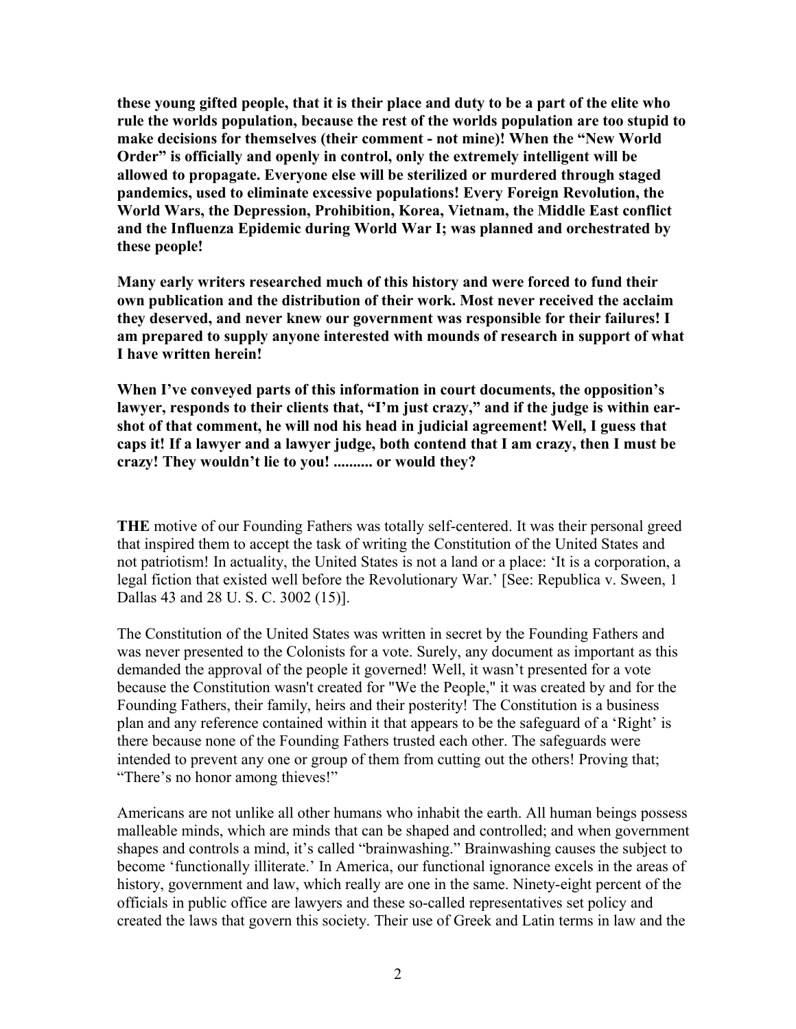**these young gifted people, that it is their place and duty to be a part of the elite who rule the worlds population, because the rest of the worlds population are too stupid to make decisions for themselves (their comment - not mine)! When the "New World Order" is officially and openly in control, only the extremely intelligent will be allowed to propagate. Everyone else will be sterilized or murdered through staged pandemics, used to eliminate excessive populations! Every Foreign Revolution, the World Wars, the Depression, Prohibition, Korea, Vietnam, the Middle East conflict and the Influenza Epidemic during World War I; was planned and orchestrated by these people!**

**Many early writers researched much of this history and were forced to fund their own publication and the distribution of their work. Most never received the acclaim they deserved, and never knew our government was responsible for their failures! I am prepared to supply anyone interested with mounds of research in support of what I have written herein!**

**When I've conveyed parts of this information in court documents, the opposition's lawyer, responds to their clients that, "I'm just crazy," and if the judge is within ear-shot of that comment, he will nod his head in judicial agreement! Well, I guess that caps it! If a lawyer and a lawyer judge, both contend that I am crazy, then I must be crazy! They wouldn't lie to you! .......... or would they?**

**THE** motive of our Founding Fathers was totally self-centered. It was their personal greed that inspired them to accept the task of writing the Constitution of the United States and not patriotism! In actuality, the United States is not a land or a place: 'It is a corporation, a legal fiction that existed well before the Revolutionary War.' [See: Republica v. Sween, 1 Dallas 43 and 28 U. S. C. 3002 (15)].

The Constitution of the United States was written in secret by the Founding Fathers and was never presented to the Colonists for a vote. Surely, any document as important as this demanded the approval of the people it governed! Well, it wasn't presented for a vote because the Constitution wasn't created for "We the People," it was created by and for the Founding Fathers, their family, heirs and their posterity! The Constitution is a business plan and any reference contained within it that appears to be the safeguard of a 'Right' is there because none of the Founding Fathers trusted each other. The safeguards were intended to prevent any one or group of them from cutting out the others! Proving that; "There's no honor among thieves!"

Americans are not unlike all other humans who inhabit the earth. All human beings possess malleable minds, which are minds that can be shaped and controlled; and when government shapes and controls a mind, it's called "brainwashing." Brainwashing causes the subject to become 'functionally illiterate.' In America, our functional ignorance excels in the areas of history, government and law, which really are one in the same. Ninety-eight percent of the officials in public office are lawyers and these so-called representatives set policy and created the laws that govern this society. Their use of Greek and Latin terms in law and the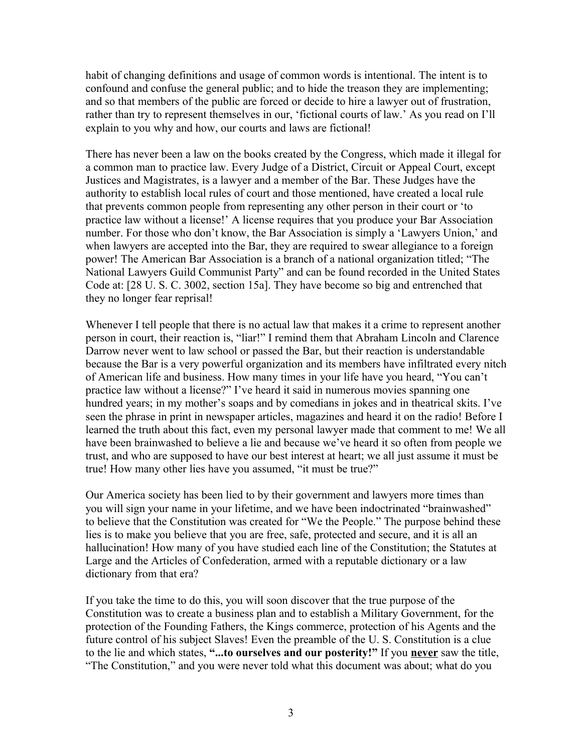habit of changing definitions and usage of common words is intentional. The intent is to confound and confuse the general public; and to hide the treason they are implementing; and so that members of the public are forced or decide to hire a lawyer out of frustration, rather than try to represent themselves in our, 'fictional courts of law.' As you read on I'll explain to you why and how, our courts and laws are fictional!

There has never been a law on the books created by the Congress, which made it illegal for a common man to practice law. Every Judge of a District, Circuit or Appeal Court, except Justices and Magistrates, is a lawyer and a member of the Bar. These Judges have the authority to establish local rules of court and those mentioned, have created a local rule that prevents common people from representing any other person in their court or 'to practice law without a license!' A license requires that you produce your Bar Association number. For those who don't know, the Bar Association is simply a 'Lawyers Union,' and when lawyers are accepted into the Bar, they are required to swear allegiance to a foreign power! The American Bar Association is a branch of a national organization titled; "The National Lawyers Guild Communist Party" and can be found recorded in the United States Code at: [28 U. S. C. 3002, section 15a]. They have become so big and entrenched that they no longer fear reprisal!

Whenever I tell people that there is no actual law that makes it a crime to represent another person in court, their reaction is, "liar!" I remind them that Abraham Lincoln and Clarence Darrow never went to law school or passed the Bar, but their reaction is understandable because the Bar is a very powerful organization and its members have infiltrated every nitch of American life and business. How many times in your life have you heard, "You can't practice law without a license?" I've heard it said in numerous movies spanning one hundred years; in my mother's soaps and by comedians in jokes and in theatrical skits. I've seen the phrase in print in newspaper articles, magazines and heard it on the radio! Before I learned the truth about this fact, even my personal lawyer made that comment to me! We all have been brainwashed to believe a lie and because we've heard it so often from people we trust, and who are supposed to have our best interest at heart; we all just assume it must be true! How many other lies have you assumed, "it must be true?"

Our America society has been lied to by their government and lawyers more times than you will sign your name in your lifetime, and we have been indoctrinated "brainwashed" to believe that the Constitution was created for "We the People." The purpose behind these lies is to make you believe that you are free, safe, protected and secure, and it is all an hallucination! How many of you have studied each line of the Constitution; the Statutes at Large and the Articles of Confederation, armed with a reputable dictionary or a law dictionary from that era?

If you take the time to do this, you will soon discover that the true purpose of the Constitution was to create a business plan and to establish a Military Government, for the protection of the Founding Fathers, the Kings commerce, protection of his Agents and the future control of his subject Slaves! Even the preamble of the U. S. Constitution is a clue to the lie and which states, **"...to ourselves and our posterity!"** If you **never** saw the title, "The Constitution," and you were never told what this document was about; what do you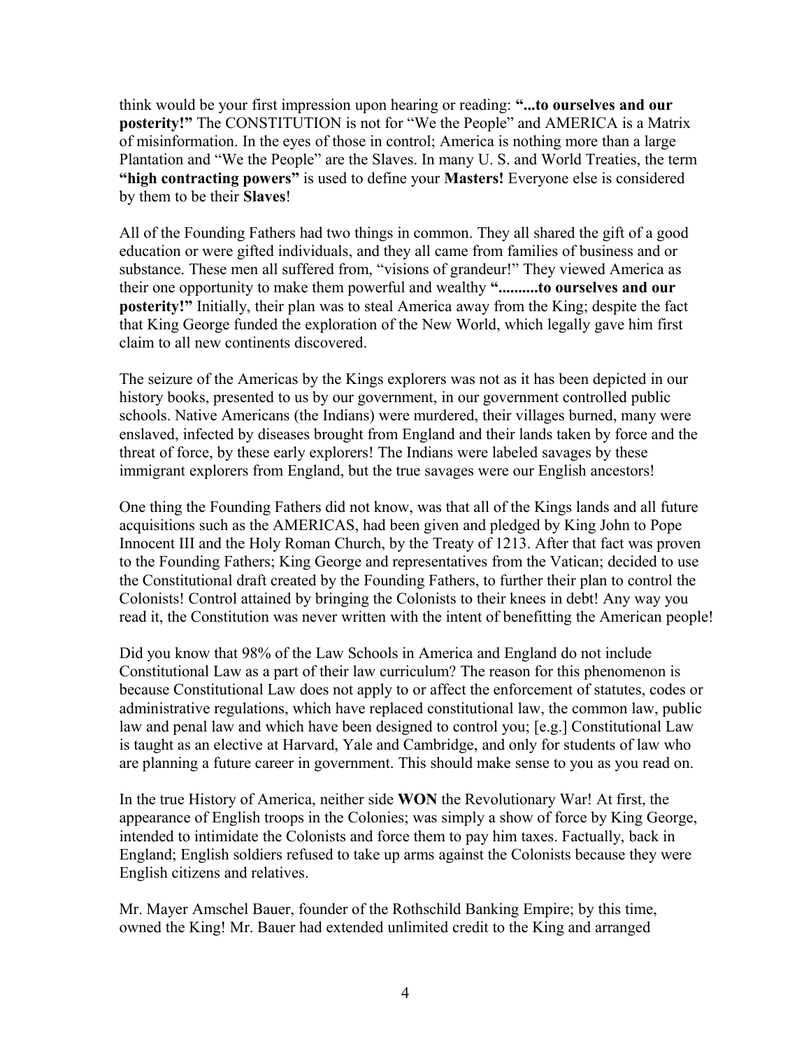think would be your first impression upon hearing or reading: **"...to ourselves and our posterity!"** The CONSTITUTION is not for "We the People" and AMERICA is a Matrix of misinformation. In the eyes of those in control; America is nothing more than a large Plantation and "We the People" are the Slaves. In many U. S. and World Treaties, the term **"high contracting powers"** is used to define your **Masters!** Everyone else is considered by them to be their **Slaves**!

All of the Founding Fathers had two things in common. They all shared the gift of a good education or were gifted individuals, and they all came from families of business and or substance. These men all suffered from, "visions of grandeur!" They viewed America as their one opportunity to make them powerful and wealthy **"..........to ourselves and our posterity!"** Initially, their plan was to steal America away from the King; despite the fact that King George funded the exploration of the New World, which legally gave him first claim to all new continents discovered.

The seizure of the Americas by the Kings explorers was not as it has been depicted in our history books, presented to us by our government, in our government controlled public schools. Native Americans (the Indians) were murdered, their villages burned, many were enslaved, infected by diseases brought from England and their lands taken by force and the threat of force, by these early explorers! The Indians were labeled savages by these immigrant explorers from England, but the true savages were our English ancestors!

One thing the Founding Fathers did not know, was that all of the Kings lands and all future acquisitions such as the AMERICAS, had been given and pledged by King John to Pope Innocent III and the Holy Roman Church, by the Treaty of 1213. After that fact was proven to the Founding Fathers; King George and representatives from the Vatican; decided to use the Constitutional draft created by the Founding Fathers, to further their plan to control the Colonists! Control attained by bringing the Colonists to their knees in debt! Any way you read it, the Constitution was never written with the intent of benefitting the American people!

Did you know that 98% of the Law Schools in America and England do not include Constitutional Law as a part of their law curriculum? The reason for this phenomenon is because Constitutional Law does not apply to or affect the enforcement of statutes, codes or administrative regulations, which have replaced constitutional law, the common law, public law and penal law and which have been designed to control you; [e.g.] Constitutional Law is taught as an elective at Harvard, Yale and Cambridge, and only for students of law who are planning a future career in government. This should make sense to you as you read on.

In the true History of America, neither side **WON** the Revolutionary War! At first, the appearance of English troops in the Colonies; was simply a show of force by King George, intended to intimidate the Colonists and force them to pay him taxes. Factually, back in England; English soldiers refused to take up arms against the Colonists because they were English citizens and relatives.

Mr. Mayer Amschel Bauer, founder of the Rothschild Banking Empire; by this time, owned the King! Mr. Bauer had extended unlimited credit to the King and arranged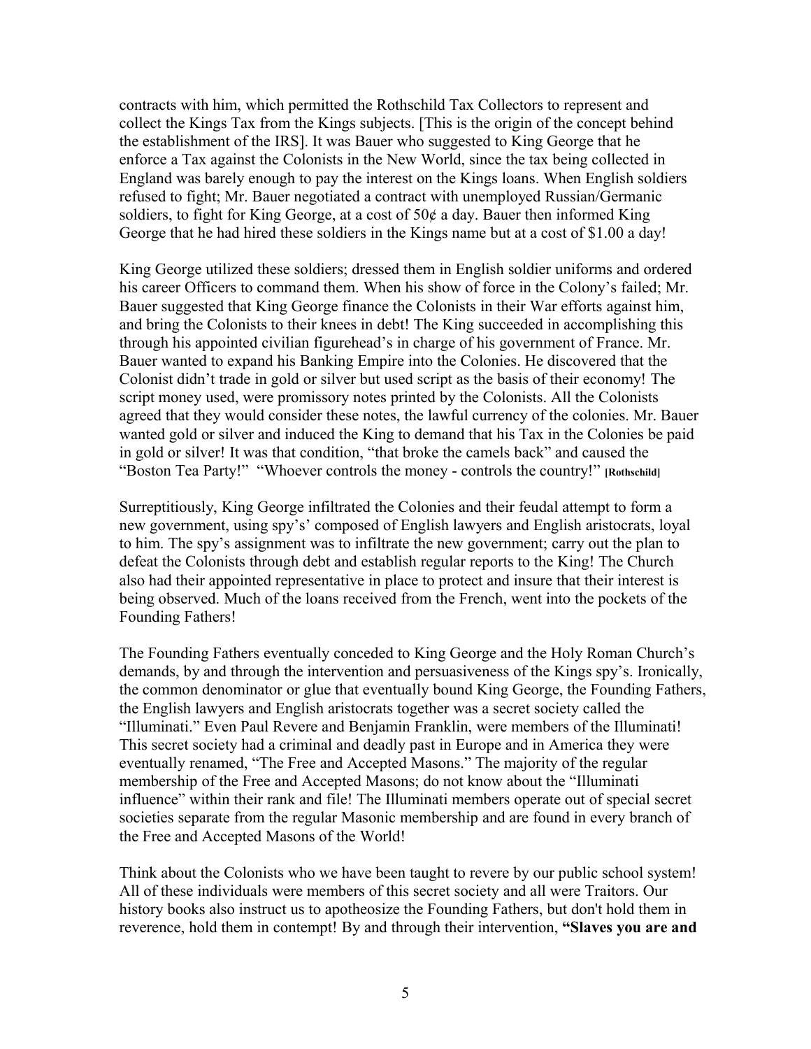contracts with him, which permitted the Rothschild Tax Collectors to represent and collect the Kings Tax from the Kings subjects. [This is the origin of the concept behind the establishment of the IRS]. It was Bauer who suggested to King George that he enforce a Tax against the Colonists in the New World, since the tax being collected in England was barely enough to pay the interest on the Kings loans. When English soldiers refused to fight; Mr. Bauer negotiated a contract with unemployed Russian/Germanic soldiers, to fight for King George, at a cost of 50¢ a day. Bauer then informed King George that he had hired these soldiers in the Kings name but at a cost of $1.00 a day!

King George utilized these soldiers; dressed them in English soldier uniforms and ordered his career Officers to command them. When his show of force in the Colony's failed; Mr. Bauer suggested that King George finance the Colonists in their War efforts against him, and bring the Colonists to their knees in debt! The King succeeded in accomplishing this through his appointed civilian figurehead's in charge of his government of France. Mr. Bauer wanted to expand his Banking Empire into the Colonies. He discovered that the Colonist didn't trade in gold or silver but used script as the basis of their economy! The script money used, were promissory notes printed by the Colonists. All the Colonists agreed that they would consider these notes, the lawful currency of the colonies. Mr. Bauer wanted gold or silver and induced the King to demand that his Tax in the Colonies be paid in gold or silver! It was that condition, "that broke the camels back" and caused the "Boston Tea Party!" "Whoever controls the money - controls the country!" **[Rothschild]**

Surreptitiously, King George infiltrated the Colonies and their feudal attempt to form a new government, using spy's' composed of English lawyers and English aristocrats, loyal to him. The spy's assignment was to infiltrate the new government; carry out the plan to defeat the Colonists through debt and establish regular reports to the King! The Church also had their appointed representative in place to protect and insure that their interest is being observed. Much of the loans received from the French, went into the pockets of the Founding Fathers!

The Founding Fathers eventually conceded to King George and the Holy Roman Church's demands, by and through the intervention and persuasiveness of the Kings spy's. Ironically, the common denominator or glue that eventually bound King George, the Founding Fathers, the English lawyers and English aristocrats together was a secret society called the "Illuminati." Even Paul Revere and Benjamin Franklin, were members of the Illuminati! This secret society had a criminal and deadly past in Europe and in America they were eventually renamed, "The Free and Accepted Masons." The majority of the regular membership of the Free and Accepted Masons; do not know about the "Illuminati influence" within their rank and file! The Illuminati members operate out of special secret societies separate from the regular Masonic membership and are found in every branch of the Free and Accepted Masons of the World!

Think about the Colonists who we have been taught to revere by our public school system! All of these individuals were members of this secret society and all were Traitors. Our history books also instruct us to apotheosize the Founding Fathers, but don't hold them in reverence, hold them in contempt! By and through their intervention, **"Slaves you are and**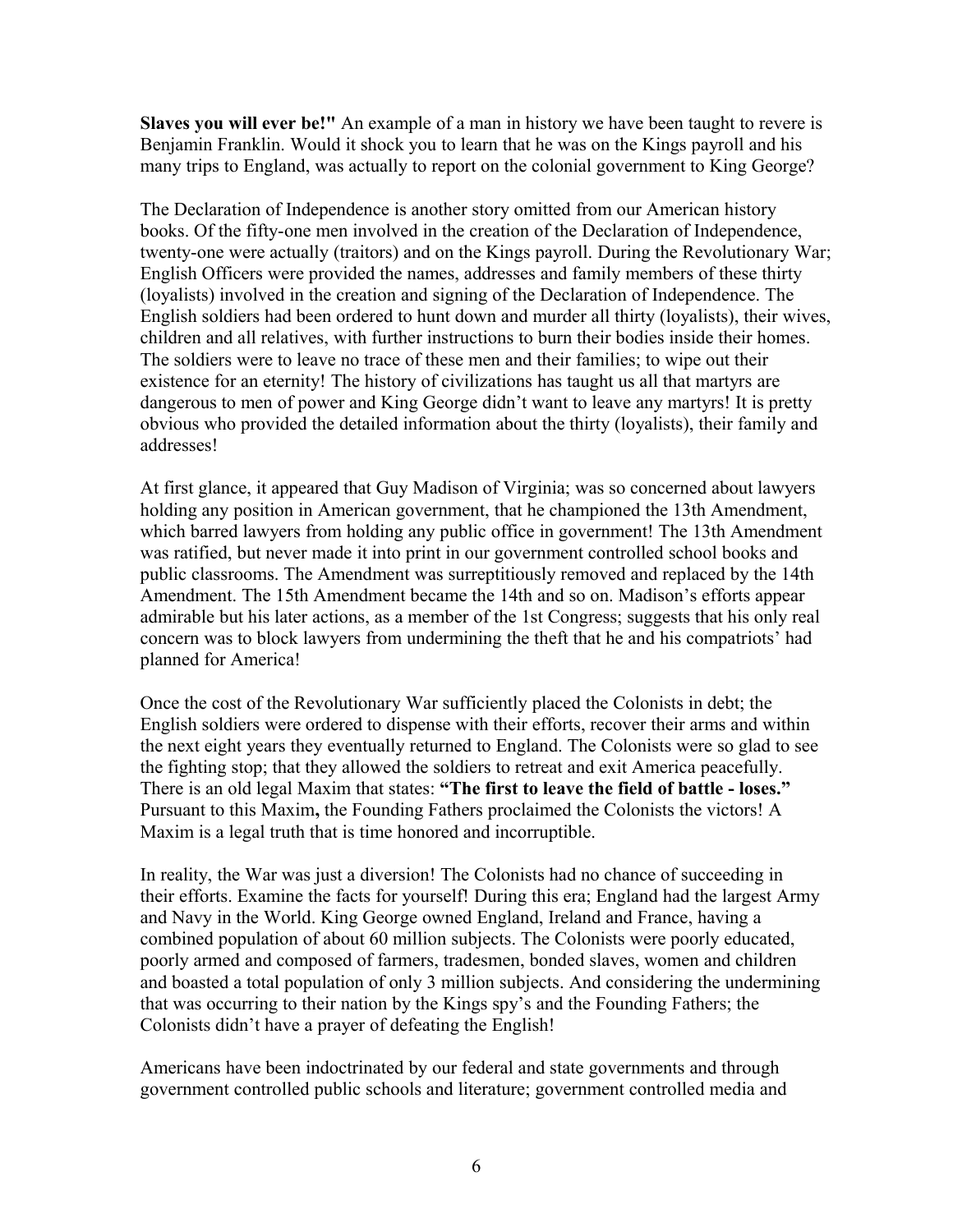**Slaves you will ever be!"** An example of a man in history we have been taught to revere is Benjamin Franklin. Would it shock you to learn that he was on the Kings payroll and his many trips to England, was actually to report on the colonial government to King George?

The Declaration of Independence is another story omitted from our American history books. Of the fifty-one men involved in the creation of the Declaration of Independence, twenty-one were actually (traitors) and on the Kings payroll. During the Revolutionary War; English Officers were provided the names, addresses and family members of these thirty (loyalists) involved in the creation and signing of the Declaration of Independence. The English soldiers had been ordered to hunt down and murder all thirty (loyalists), their wives, children and all relatives, with further instructions to burn their bodies inside their homes. The soldiers were to leave no trace of these men and their families; to wipe out their existence for an eternity! The history of civilizations has taught us all that martyrs are dangerous to men of power and King George didn't want to leave any martyrs! It is pretty obvious who provided the detailed information about the thirty (loyalists), their family and addresses!

At first glance, it appeared that Guy Madison of Virginia; was so concerned about lawyers holding any position in American government, that he championed the 13th Amendment, which barred lawyers from holding any public office in government! The 13th Amendment was ratified, but never made it into print in our government controlled school books and public classrooms. The Amendment was surreptitiously removed and replaced by the 14th Amendment. The 15th Amendment became the 14th and so on. Madison's efforts appear admirable but his later actions, as a member of the 1st Congress; suggests that his only real concern was to block lawyers from undermining the theft that he and his compatriots' had planned for America!

Once the cost of the Revolutionary War sufficiently placed the Colonists in debt; the English soldiers were ordered to dispense with their efforts, recover their arms and within the next eight years they eventually returned to England. The Colonists were so glad to see the fighting stop; that they allowed the soldiers to retreat and exit America peacefully. There is an old legal Maxim that states: **"The first to leave the field of battle - loses."** Pursuant to this Maxim**,** the Founding Fathers proclaimed the Colonists the victors! A Maxim is a legal truth that is time honored and incorruptible.

In reality, the War was just a diversion! The Colonists had no chance of succeeding in their efforts. Examine the facts for yourself! During this era; England had the largest Army and Navy in the World. King George owned England, Ireland and France, having a combined population of about 60 million subjects. The Colonists were poorly educated, poorly armed and composed of farmers, tradesmen, bonded slaves, women and children and boasted a total population of only 3 million subjects. And considering the undermining that was occurring to their nation by the Kings spy's and the Founding Fathers; the Colonists didn't have a prayer of defeating the English!

Americans have been indoctrinated by our federal and state governments and through government controlled public schools and literature; government controlled media and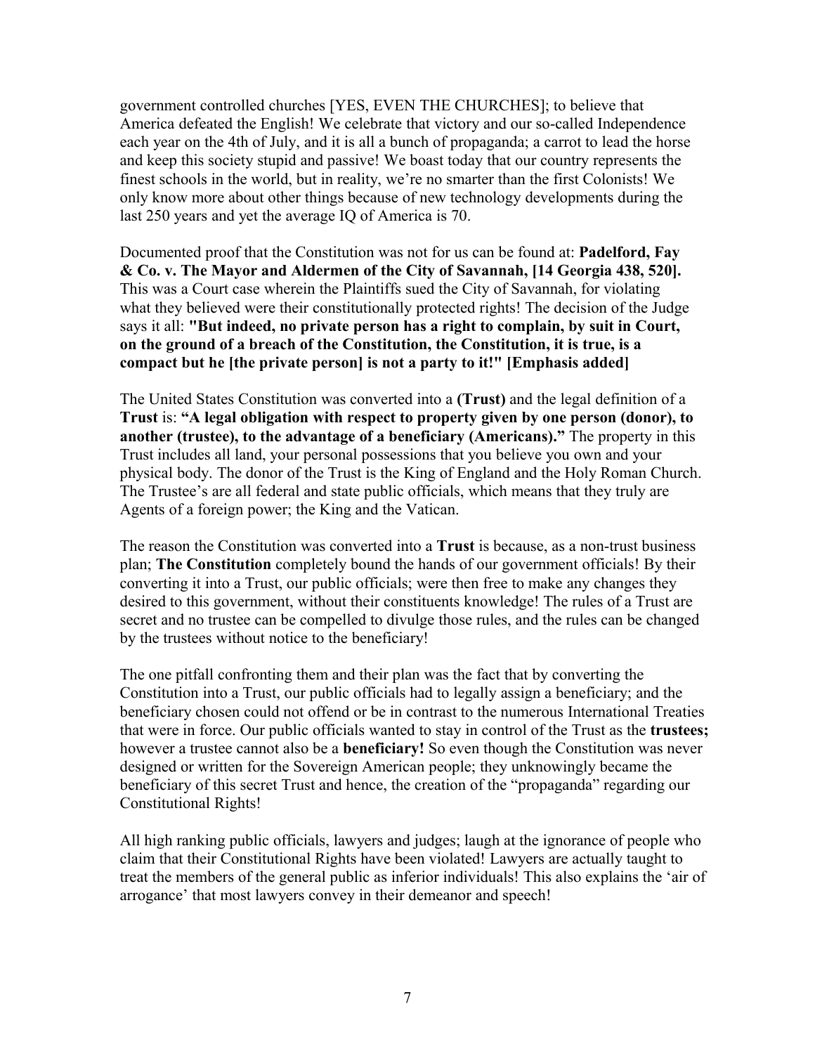government controlled churches [YES, EVEN THE CHURCHES]; to believe that America defeated the English! We celebrate that victory and our so-called Independence each year on the 4th of July, and it is all a bunch of propaganda; a carrot to lead the horse and keep this society stupid and passive! We boast today that our country represents the finest schools in the world, but in reality, we're no smarter than the first Colonists! We only know more about other things because of new technology developments during the last 250 years and yet the average IQ of America is 70.

Documented proof that the Constitution was not for us can be found at: **Padelford, Fay & Co. v. The Mayor and Aldermen of the City of Savannah, [14 Georgia 438, 520].** This was a Court case wherein the Plaintiffs sued the City of Savannah, for violating what they believed were their constitutionally protected rights! The decision of the Judge says it all: **"But indeed, no private person has a right to complain, by suit in Court, on the ground of a breach of the Constitution, the Constitution, it is true, is a compact but he [the private person] is not a party to it!" [Emphasis added]**

The United States Constitution was converted into a **(Trust)** and the legal definition of a **Trust** is: **"A legal obligation with respect to property given by one person (donor), to another (trustee), to the advantage of a beneficiary (Americans)."** The property in this Trust includes all land, your personal possessions that you believe you own and your physical body. The donor of the Trust is the King of England and the Holy Roman Church. The Trustee's are all federal and state public officials, which means that they truly are Agents of a foreign power; the King and the Vatican.

The reason the Constitution was converted into a **Trust** is because, as a non-trust business plan; **The Constitution** completely bound the hands of our government officials! By their converting it into a Trust, our public officials; were then free to make any changes they desired to this government, without their constituents knowledge! The rules of a Trust are secret and no trustee can be compelled to divulge those rules, and the rules can be changed by the trustees without notice to the beneficiary!

The one pitfall confronting them and their plan was the fact that by converting the Constitution into a Trust, our public officials had to legally assign a beneficiary; and the beneficiary chosen could not offend or be in contrast to the numerous International Treaties that were in force. Our public officials wanted to stay in control of the Trust as the **trustees;** however a trustee cannot also be a **beneficiary!** So even though the Constitution was never designed or written for the Sovereign American people; they unknowingly became the beneficiary of this secret Trust and hence, the creation of the "propaganda" regarding our Constitutional Rights!

All high ranking public officials, lawyers and judges; laugh at the ignorance of people who claim that their Constitutional Rights have been violated! Lawyers are actually taught to treat the members of the general public as inferior individuals! This also explains the 'air of arrogance' that most lawyers convey in their demeanor and speech!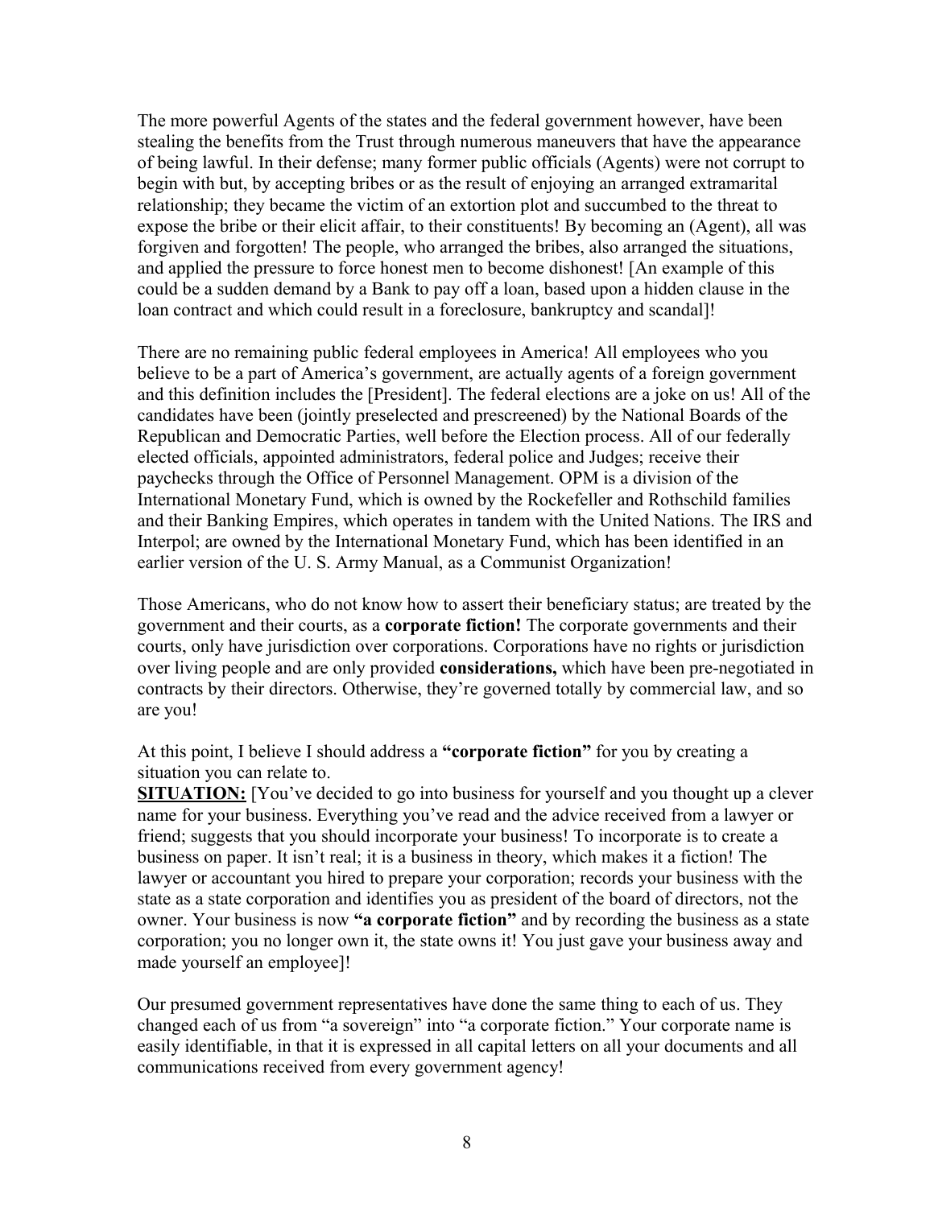The more powerful Agents of the states and the federal government however, have been stealing the benefits from the Trust through numerous maneuvers that have the appearance of being lawful. In their defense; many former public officials (Agents) were not corrupt to begin with but, by accepting bribes or as the result of enjoying an arranged extramarital relationship; they became the victim of an extortion plot and succumbed to the threat to expose the bribe or their elicit affair, to their constituents! By becoming an (Agent), all was forgiven and forgotten! The people, who arranged the bribes, also arranged the situations, and applied the pressure to force honest men to become dishonest! [An example of this could be a sudden demand by a Bank to pay off a loan, based upon a hidden clause in the loan contract and which could result in a foreclosure, bankruptcy and scandal]!

There are no remaining public federal employees in America! All employees who you believe to be a part of America's government, are actually agents of a foreign government and this definition includes the [President]. The federal elections are a joke on us! All of the candidates have been (jointly preselected and prescreened) by the National Boards of the Republican and Democratic Parties, well before the Election process. All of our federally elected officials, appointed administrators, federal police and Judges; receive their paychecks through the Office of Personnel Management. OPM is a division of the International Monetary Fund, which is owned by the Rockefeller and Rothschild families and their Banking Empires, which operates in tandem with the United Nations. The IRS and Interpol; are owned by the International Monetary Fund, which has been identified in an earlier version of the U. S. Army Manual, as a Communist Organization!

Those Americans, who do not know how to assert their beneficiary status; are treated by the government and their courts, as a **corporate fiction!** The corporate governments and their courts, only have jurisdiction over corporations. Corporations have no rights or jurisdiction over living people and are only provided **considerations,** which have been pre-negotiated in contracts by their directors. Otherwise, they're governed totally by commercial law, and so are you!

At this point, I believe I should address a **"corporate fiction"** for you by creating a situation you can relate to.

**SITUATION:** [You've decided to go into business for yourself and you thought up a clever name for your business. Everything you've read and the advice received from a lawyer or friend; suggests that you should incorporate your business! To incorporate is to create a business on paper. It isn't real; it is a business in theory, which makes it a fiction! The lawyer or accountant you hired to prepare your corporation; records your business with the state as a state corporation and identifies you as president of the board of directors, not the owner. Your business is now **"a corporate fiction"** and by recording the business as a state corporation; you no longer own it, the state owns it! You just gave your business away and made yourself an employee]!

Our presumed government representatives have done the same thing to each of us. They changed each of us from "a sovereign" into "a corporate fiction." Your corporate name is easily identifiable, in that it is expressed in all capital letters on all your documents and all communications received from every government agency!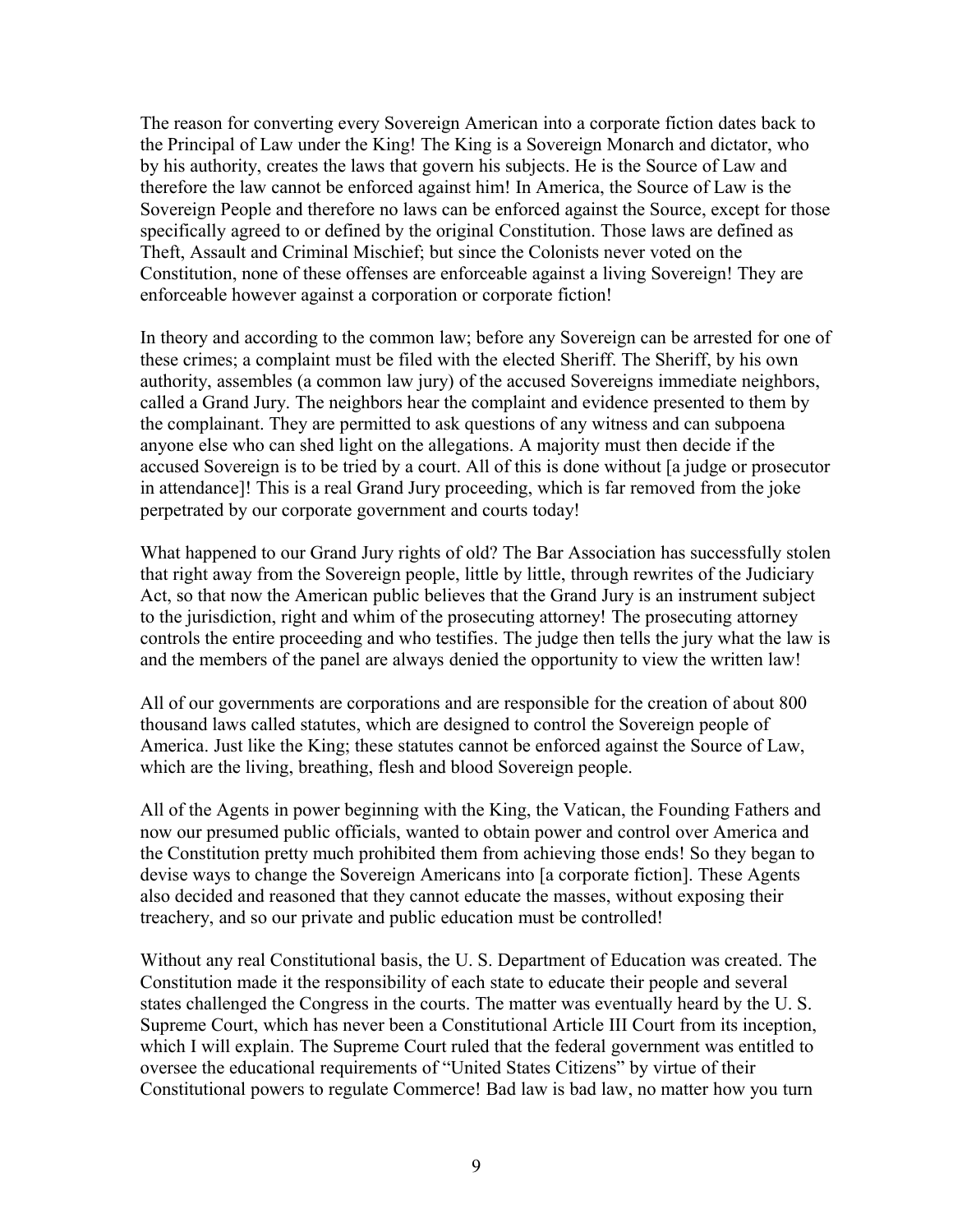The reason for converting every Sovereign American into a corporate fiction dates back to the Principal of Law under the King! The King is a Sovereign Monarch and dictator, who by his authority, creates the laws that govern his subjects. He is the Source of Law and therefore the law cannot be enforced against him! In America, the Source of Law is the Sovereign People and therefore no laws can be enforced against the Source, except for those specifically agreed to or defined by the original Constitution. Those laws are defined as Theft, Assault and Criminal Mischief; but since the Colonists never voted on the Constitution, none of these offenses are enforceable against a living Sovereign! They are enforceable however against a corporation or corporate fiction!

In theory and according to the common law; before any Sovereign can be arrested for one of these crimes; a complaint must be filed with the elected Sheriff. The Sheriff, by his own authority, assembles (a common law jury) of the accused Sovereigns immediate neighbors, called a Grand Jury. The neighbors hear the complaint and evidence presented to them by the complainant. They are permitted to ask questions of any witness and can subpoena anyone else who can shed light on the allegations. A majority must then decide if the accused Sovereign is to be tried by a court. All of this is done without [a judge or prosecutor in attendance]! This is a real Grand Jury proceeding, which is far removed from the joke perpetrated by our corporate government and courts today!

What happened to our Grand Jury rights of old? The Bar Association has successfully stolen that right away from the Sovereign people, little by little, through rewrites of the Judiciary Act, so that now the American public believes that the Grand Jury is an instrument subject to the jurisdiction, right and whim of the prosecuting attorney! The prosecuting attorney controls the entire proceeding and who testifies. The judge then tells the jury what the law is and the members of the panel are always denied the opportunity to view the written law!

All of our governments are corporations and are responsible for the creation of about 800 thousand laws called statutes, which are designed to control the Sovereign people of America. Just like the King; these statutes cannot be enforced against the Source of Law, which are the living, breathing, flesh and blood Sovereign people.

All of the Agents in power beginning with the King, the Vatican, the Founding Fathers and now our presumed public officials, wanted to obtain power and control over America and the Constitution pretty much prohibited them from achieving those ends! So they began to devise ways to change the Sovereign Americans into [a corporate fiction]. These Agents also decided and reasoned that they cannot educate the masses, without exposing their treachery, and so our private and public education must be controlled!

Without any real Constitutional basis, the U. S. Department of Education was created. The Constitution made it the responsibility of each state to educate their people and several states challenged the Congress in the courts. The matter was eventually heard by the U. S. Supreme Court, which has never been a Constitutional Article III Court from its inception, which I will explain. The Supreme Court ruled that the federal government was entitled to oversee the educational requirements of "United States Citizens" by virtue of their Constitutional powers to regulate Commerce! Bad law is bad law, no matter how you turn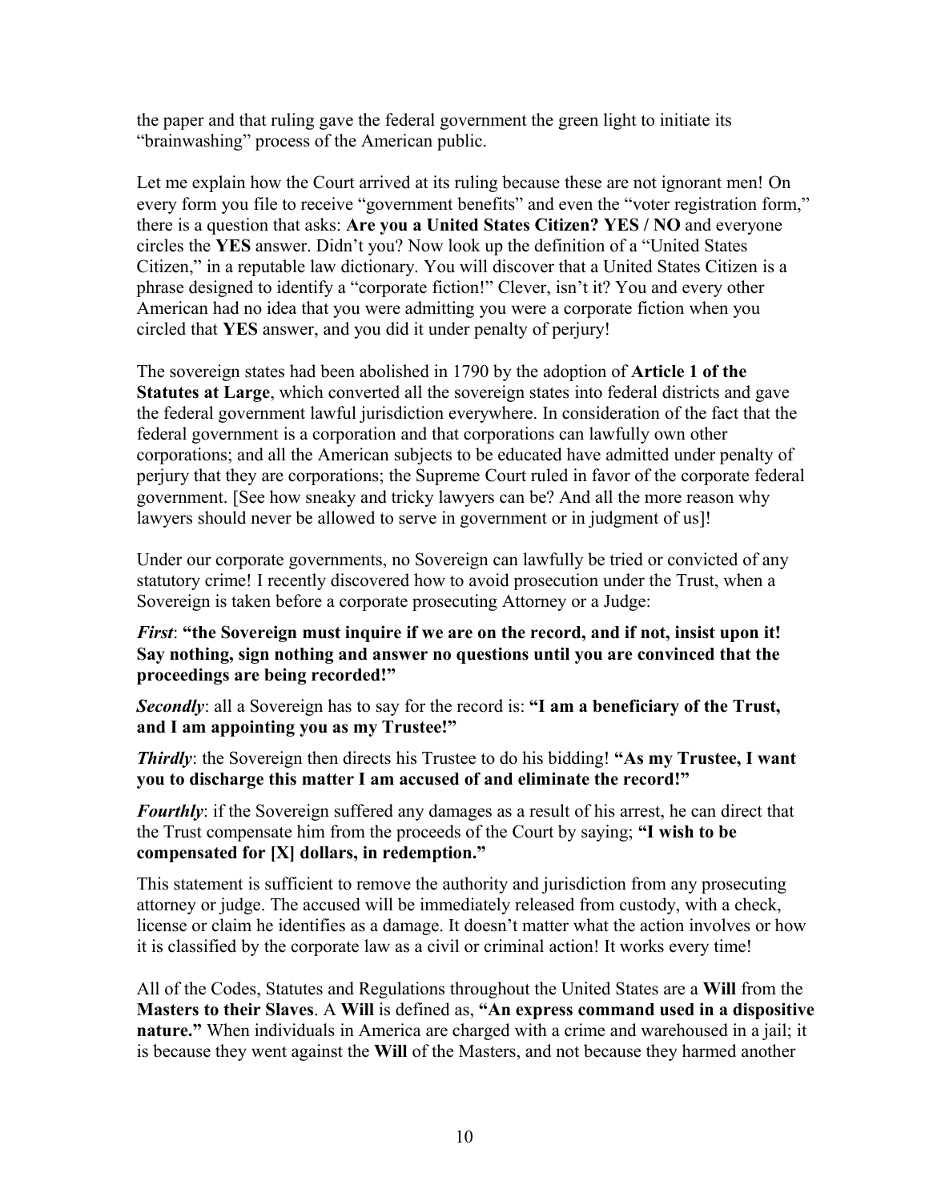the paper and that ruling gave the federal government the green light to initiate its "brainwashing" process of the American public.

Let me explain how the Court arrived at its ruling because these are not ignorant men! On every form you file to receive "government benefits" and even the "voter registration form," there is a question that asks: **Are you a United States Citizen? YES / NO** and everyone circles the **YES** answer. Didn't you? Now look up the definition of a "United States Citizen," in a reputable law dictionary. You will discover that a United States Citizen is a phrase designed to identify a "corporate fiction!" Clever, isn't it? You and every other American had no idea that you were admitting you were a corporate fiction when you circled that **YES** answer, and you did it under penalty of perjury!

The sovereign states had been abolished in 1790 by the adoption of **Article 1 of the Statutes at Large**, which converted all the sovereign states into federal districts and gave the federal government lawful jurisdiction everywhere. In consideration of the fact that the federal government is a corporation and that corporations can lawfully own other corporations; and all the American subjects to be educated have admitted under penalty of perjury that they are corporations; the Supreme Court ruled in favor of the corporate federal government. [See how sneaky and tricky lawyers can be? And all the more reason why lawyers should never be allowed to serve in government or in judgment of us]!

Under our corporate governments, no Sovereign can lawfully be tried or convicted of any statutory crime! I recently discovered how to avoid prosecution under the Trust, when a Sovereign is taken before a corporate prosecuting Attorney or a Judge:

***First***: **"the Sovereign must inquire if we are on the record, and if not, insist upon it! Say nothing, sign nothing and answer no questions until you are convinced that the proceedings are being recorded!"**

***Secondly***: all a Sovereign has to say for the record is: **"I am a beneficiary of the Trust, and I am appointing you as my Trustee!"**

***Thirdly***: the Sovereign then directs his Trustee to do his bidding! **"As my Trustee, I want you to discharge this matter I am accused of and eliminate the record!"**

***Fourthly***: if the Sovereign suffered any damages as a result of his arrest, he can direct that the Trust compensate him from the proceeds of the Court by saying; **"I wish to be compensated for [X] dollars, in redemption."**

This statement is sufficient to remove the authority and jurisdiction from any prosecuting attorney or judge. The accused will be immediately released from custody, with a check, license or claim he identifies as a damage. It doesn't matter what the action involves or how it is classified by the corporate law as a civil or criminal action! It works every time!

All of the Codes, Statutes and Regulations throughout the United States are a **Will** from the **Masters to their Slaves**. A **Will** is defined as, **"An express command used in a dispositive nature."** When individuals in America are charged with a crime and warehoused in a jail; it is because they went against the **Will** of the Masters, and not because they harmed another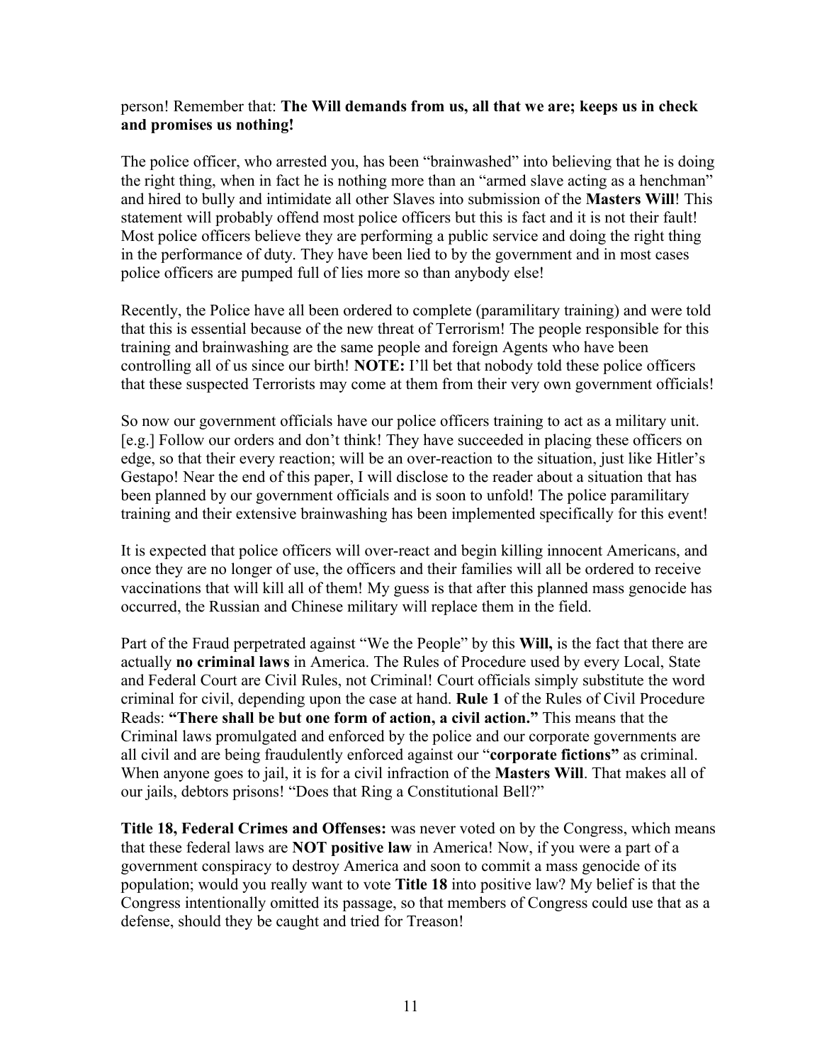person! Remember that: **The Will demands from us, all that we are; keeps us in check and promises us nothing!**

The police officer, who arrested you, has been "brainwashed" into believing that he is doing the right thing, when in fact he is nothing more than an "armed slave acting as a henchman" and hired to bully and intimidate all other Slaves into submission of the **Masters Will**! This statement will probably offend most police officers but this is fact and it is not their fault! Most police officers believe they are performing a public service and doing the right thing in the performance of duty. They have been lied to by the government and in most cases police officers are pumped full of lies more so than anybody else!

Recently, the Police have all been ordered to complete (paramilitary training) and were told that this is essential because of the new threat of Terrorism! The people responsible for this training and brainwashing are the same people and foreign Agents who have been controlling all of us since our birth! **NOTE:** I'll bet that nobody told these police officers that these suspected Terrorists may come at them from their very own government officials!

So now our government officials have our police officers training to act as a military unit. [e.g.] Follow our orders and don't think! They have succeeded in placing these officers on edge, so that their every reaction; will be an over-reaction to the situation, just like Hitler's Gestapo! Near the end of this paper, I will disclose to the reader about a situation that has been planned by our government officials and is soon to unfold! The police paramilitary training and their extensive brainwashing has been implemented specifically for this event!

It is expected that police officers will over-react and begin killing innocent Americans, and once they are no longer of use, the officers and their families will all be ordered to receive vaccinations that will kill all of them! My guess is that after this planned mass genocide has occurred, the Russian and Chinese military will replace them in the field.

Part of the Fraud perpetrated against "We the People" by this **Will,** is the fact that there are actually **no criminal laws** in America. The Rules of Procedure used by every Local, State and Federal Court are Civil Rules, not Criminal! Court officials simply substitute the word criminal for civil, depending upon the case at hand. **Rule 1** of the Rules of Civil Procedure Reads: **"There shall be but one form of action, a civil action."** This means that the Criminal laws promulgated and enforced by the police and our corporate governments are all civil and are being fraudulently enforced against our "**corporate fictions"** as criminal. When anyone goes to jail, it is for a civil infraction of the **Masters Will**. That makes all of our jails, debtors prisons! "Does that Ring a Constitutional Bell?"

**Title 18, Federal Crimes and Offenses:** was never voted on by the Congress, which means that these federal laws are **NOT positive law** in America! Now, if you were a part of a government conspiracy to destroy America and soon to commit a mass genocide of its population; would you really want to vote **Title 18** into positive law? My belief is that the Congress intentionally omitted its passage, so that members of Congress could use that as a defense, should they be caught and tried for Treason!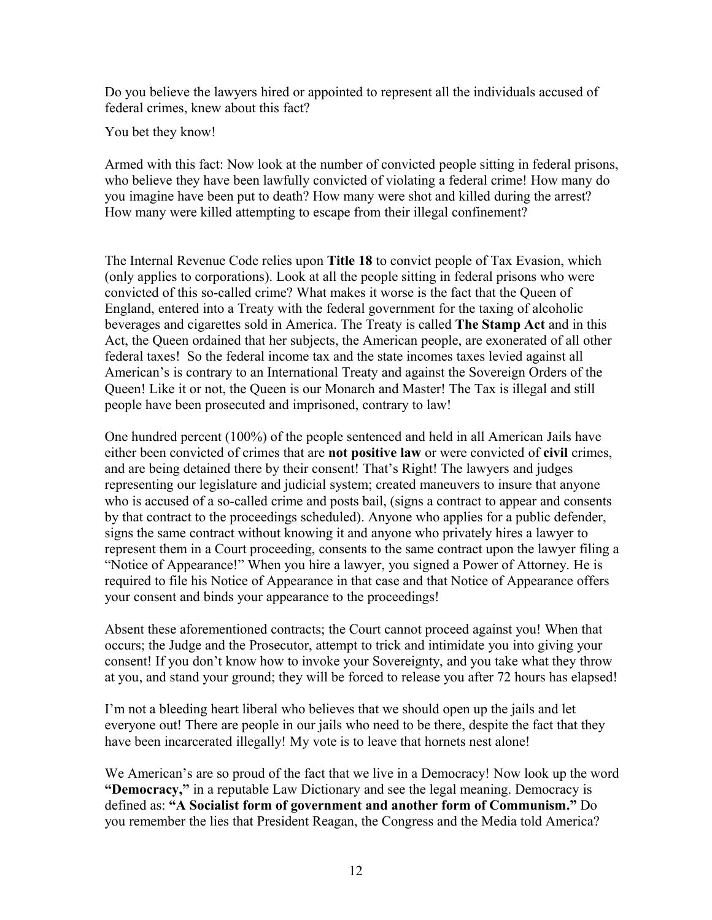Do you believe the lawyers hired or appointed to represent all the individuals accused of federal crimes, knew about this fact?

You bet they know!

Armed with this fact: Now look at the number of convicted people sitting in federal prisons, who believe they have been lawfully convicted of violating a federal crime! How many do you imagine have been put to death? How many were shot and killed during the arrest? How many were killed attempting to escape from their illegal confinement?

The Internal Revenue Code relies upon **Title 18** to convict people of Tax Evasion, which (only applies to corporations). Look at all the people sitting in federal prisons who were convicted of this so-called crime? What makes it worse is the fact that the Queen of England, entered into a Treaty with the federal government for the taxing of alcoholic beverages and cigarettes sold in America. The Treaty is called **The Stamp Act** and in this Act, the Queen ordained that her subjects, the American people, are exonerated of all other federal taxes! So the federal income tax and the state incomes taxes levied against all American's is contrary to an International Treaty and against the Sovereign Orders of the Queen! Like it or not, the Queen is our Monarch and Master! The Tax is illegal and still people have been prosecuted and imprisoned, contrary to law!

One hundred percent (100%) of the people sentenced and held in all American Jails have either been convicted of crimes that are **not positive law** or were convicted of **civil** crimes, and are being detained there by their consent! That's Right! The lawyers and judges representing our legislature and judicial system; created maneuvers to insure that anyone who is accused of a so-called crime and posts bail, (signs a contract to appear and consents by that contract to the proceedings scheduled). Anyone who applies for a public defender, signs the same contract without knowing it and anyone who privately hires a lawyer to represent them in a Court proceeding, consents to the same contract upon the lawyer filing a "Notice of Appearance!" When you hire a lawyer, you signed a Power of Attorney. He is required to file his Notice of Appearance in that case and that Notice of Appearance offers your consent and binds your appearance to the proceedings!

Absent these aforementioned contracts; the Court cannot proceed against you! When that occurs; the Judge and the Prosecutor, attempt to trick and intimidate you into giving your consent! If you don't know how to invoke your Sovereignty, and you take what they throw at you, and stand your ground; they will be forced to release you after 72 hours has elapsed!

I'm not a bleeding heart liberal who believes that we should open up the jails and let everyone out! There are people in our jails who need to be there, despite the fact that they have been incarcerated illegally! My vote is to leave that hornets nest alone!

We American's are so proud of the fact that we live in a Democracy! Now look up the word **"Democracy,"** in a reputable Law Dictionary and see the legal meaning. Democracy is defined as: **"A Socialist form of government and another form of Communism."** Do you remember the lies that President Reagan, the Congress and the Media told America?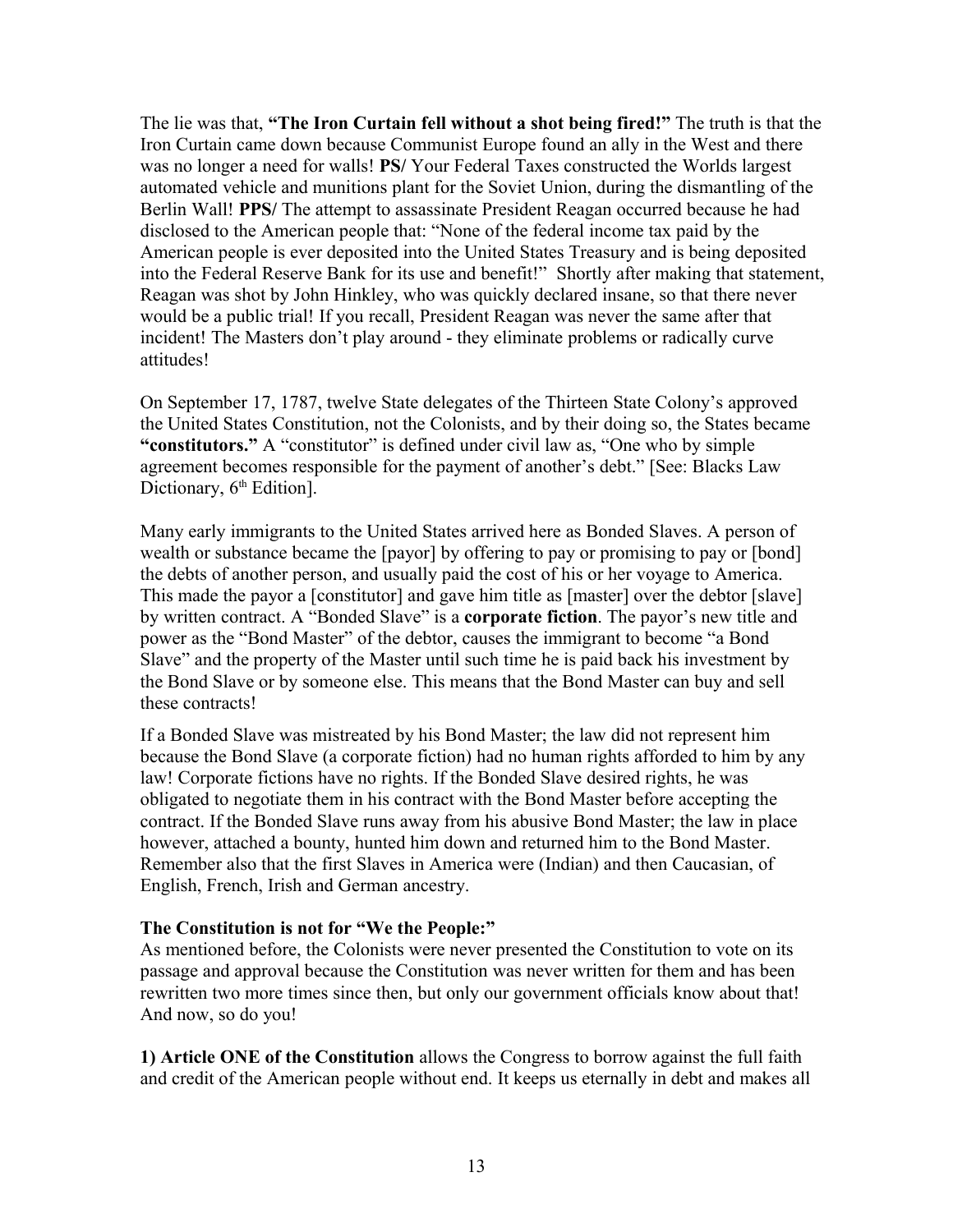The lie was that, **"The Iron Curtain fell without a shot being fired!"** The truth is that the Iron Curtain came down because Communist Europe found an ally in the West and there was no longer a need for walls! **PS/** Your Federal Taxes constructed the Worlds largest automated vehicle and munitions plant for the Soviet Union, during the dismantling of the Berlin Wall! **PPS/** The attempt to assassinate President Reagan occurred because he had disclosed to the American people that: "None of the federal income tax paid by the American people is ever deposited into the United States Treasury and is being deposited into the Federal Reserve Bank for its use and benefit!" Shortly after making that statement, Reagan was shot by John Hinkley, who was quickly declared insane, so that there never would be a public trial! If you recall, President Reagan was never the same after that incident! The Masters don't play around - they eliminate problems or radically curve attitudes!

On September 17, 1787, twelve State delegates of the Thirteen State Colony's approved the United States Constitution, not the Colonists, and by their doing so, the States became **"constitutors."** A "constitutor" is defined under civil law as, "One who by simple agreement becomes responsible for the payment of another's debt." [See: Blacks Law Dictionary, 6th Edition].

Many early immigrants to the United States arrived here as Bonded Slaves. A person of wealth or substance became the [payor] by offering to pay or promising to pay or [bond] the debts of another person, and usually paid the cost of his or her voyage to America. This made the payor a [constitutor] and gave him title as [master] over the debtor [slave] by written contract. A "Bonded Slave" is a **corporate fiction**. The payor's new title and power as the "Bond Master" of the debtor, causes the immigrant to become "a Bond Slave" and the property of the Master until such time he is paid back his investment by the Bond Slave or by someone else. This means that the Bond Master can buy and sell these contracts!

If a Bonded Slave was mistreated by his Bond Master; the law did not represent him because the Bond Slave (a corporate fiction) had no human rights afforded to him by any law! Corporate fictions have no rights. If the Bonded Slave desired rights, he was obligated to negotiate them in his contract with the Bond Master before accepting the contract. If the Bonded Slave runs away from his abusive Bond Master; the law in place however, attached a bounty, hunted him down and returned him to the Bond Master. Remember also that the first Slaves in America were (Indian) and then Caucasian, of English, French, Irish and German ancestry.

**The Constitution is not for "We the People:"**

As mentioned before, the Colonists were never presented the Constitution to vote on its passage and approval because the Constitution was never written for them and has been rewritten two more times since then, but only our government officials know about that! And now, so do you!

**1) Article ONE of the Constitution** allows the Congress to borrow against the full faith and credit of the American people without end. It keeps us eternally in debt and makes all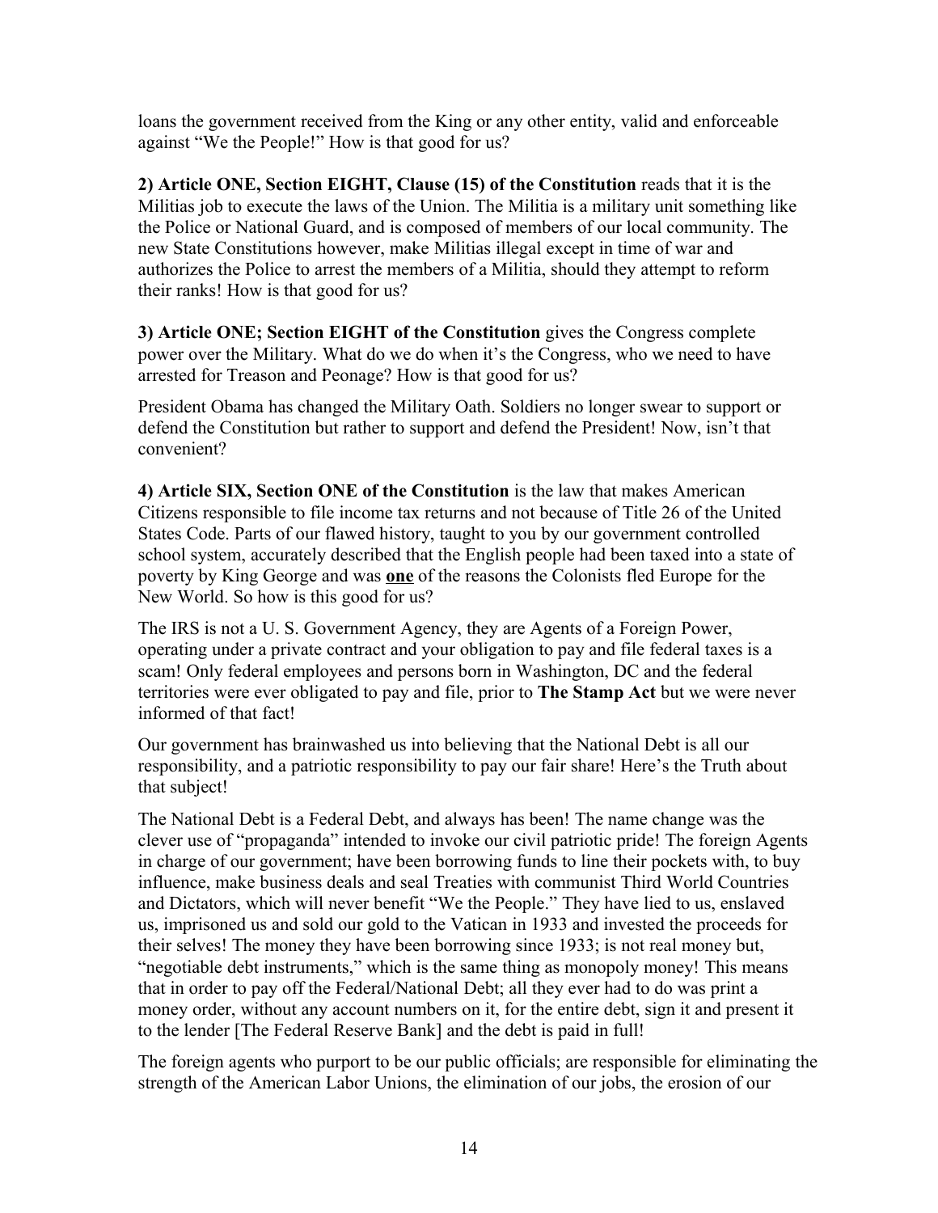loans the government received from the King or any other entity, valid and enforceable against "We the People!" How is that good for us?

**2) Article ONE, Section EIGHT, Clause (15) of the Constitution** reads that it is the Militias job to execute the laws of the Union. The Militia is a military unit something like the Police or National Guard, and is composed of members of our local community. The new State Constitutions however, make Militias illegal except in time of war and authorizes the Police to arrest the members of a Militia, should they attempt to reform their ranks! How is that good for us?

**3) Article ONE; Section EIGHT of the Constitution** gives the Congress complete power over the Military. What do we do when it's the Congress, who we need to have arrested for Treason and Peonage? How is that good for us?

President Obama has changed the Military Oath. Soldiers no longer swear to support or defend the Constitution but rather to support and defend the President! Now, isn't that convenient?

**4) Article SIX, Section ONE of the Constitution** is the law that makes American Citizens responsible to file income tax returns and not because of Title 26 of the United States Code. Parts of our flawed history, taught to you by our government controlled school system, accurately described that the English people had been taxed into a state of poverty by King George and was **one** of the reasons the Colonists fled Europe for the New World. So how is this good for us?

The IRS is not a U. S. Government Agency, they are Agents of a Foreign Power, operating under a private contract and your obligation to pay and file federal taxes is a scam! Only federal employees and persons born in Washington, DC and the federal territories were ever obligated to pay and file, prior to **The Stamp Act** but we were never informed of that fact!

Our government has brainwashed us into believing that the National Debt is all our responsibility, and a patriotic responsibility to pay our fair share! Here's the Truth about that subject!

The National Debt is a Federal Debt, and always has been! The name change was the clever use of "propaganda" intended to invoke our civil patriotic pride! The foreign Agents in charge of our government; have been borrowing funds to line their pockets with, to buy influence, make business deals and seal Treaties with communist Third World Countries and Dictators, which will never benefit "We the People." They have lied to us, enslaved us, imprisoned us and sold our gold to the Vatican in 1933 and invested the proceeds for their selves! The money they have been borrowing since 1933; is not real money but, "negotiable debt instruments," which is the same thing as monopoly money! This means that in order to pay off the Federal/National Debt; all they ever had to do was print a money order, without any account numbers on it, for the entire debt, sign it and present it to the lender [The Federal Reserve Bank] and the debt is paid in full!

The foreign agents who purport to be our public officials; are responsible for eliminating the strength of the American Labor Unions, the elimination of our jobs, the erosion of our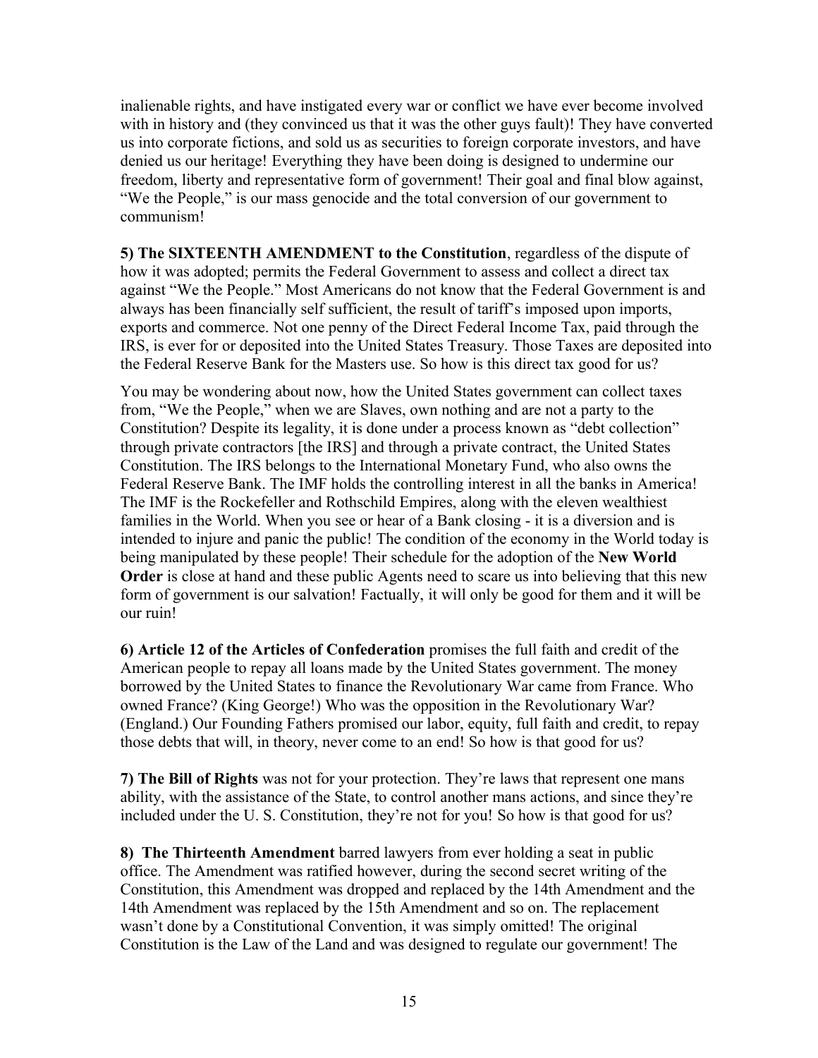inalienable rights, and have instigated every war or conflict we have ever become involved with in history and (they convinced us that it was the other guys fault)! They have converted us into corporate fictions, and sold us as securities to foreign corporate investors, and have denied us our heritage! Everything they have been doing is designed to undermine our freedom, liberty and representative form of government! Their goal and final blow against, "We the People," is our mass genocide and the total conversion of our government to communism!

**5) The SIXTEENTH AMENDMENT to the Constitution**, regardless of the dispute of how it was adopted; permits the Federal Government to assess and collect a direct tax against "We the People." Most Americans do not know that the Federal Government is and always has been financially self sufficient, the result of tariff's imposed upon imports, exports and commerce. Not one penny of the Direct Federal Income Tax, paid through the IRS, is ever for or deposited into the United States Treasury. Those Taxes are deposited into the Federal Reserve Bank for the Masters use. So how is this direct tax good for us?

You may be wondering about now, how the United States government can collect taxes from, "We the People," when we are Slaves, own nothing and are not a party to the Constitution? Despite its legality, it is done under a process known as "debt collection" through private contractors [the IRS] and through a private contract, the United States Constitution. The IRS belongs to the International Monetary Fund, who also owns the Federal Reserve Bank. The IMF holds the controlling interest in all the banks in America! The IMF is the Rockefeller and Rothschild Empires, along with the eleven wealthiest families in the World. When you see or hear of a Bank closing - it is a diversion and is intended to injure and panic the public! The condition of the economy in the World today is being manipulated by these people! Their schedule for the adoption of the **New World Order** is close at hand and these public Agents need to scare us into believing that this new form of government is our salvation! Factually, it will only be good for them and it will be our ruin!

**6) Article 12 of the Articles of Confederation** promises the full faith and credit of the American people to repay all loans made by the United States government. The money borrowed by the United States to finance the Revolutionary War came from France. Who owned France? (King George!) Who was the opposition in the Revolutionary War? (England.) Our Founding Fathers promised our labor, equity, full faith and credit, to repay those debts that will, in theory, never come to an end! So how is that good for us?

**7) The Bill of Rights** was not for your protection. They're laws that represent one mans ability, with the assistance of the State, to control another mans actions, and since they're included under the U. S. Constitution, they're not for you! So how is that good for us?

**8) The Thirteenth Amendment** barred lawyers from ever holding a seat in public office. The Amendment was ratified however, during the second secret writing of the Constitution, this Amendment was dropped and replaced by the 14th Amendment and the 14th Amendment was replaced by the 15th Amendment and so on. The replacement wasn't done by a Constitutional Convention, it was simply omitted! The original Constitution is the Law of the Land and was designed to regulate our government! The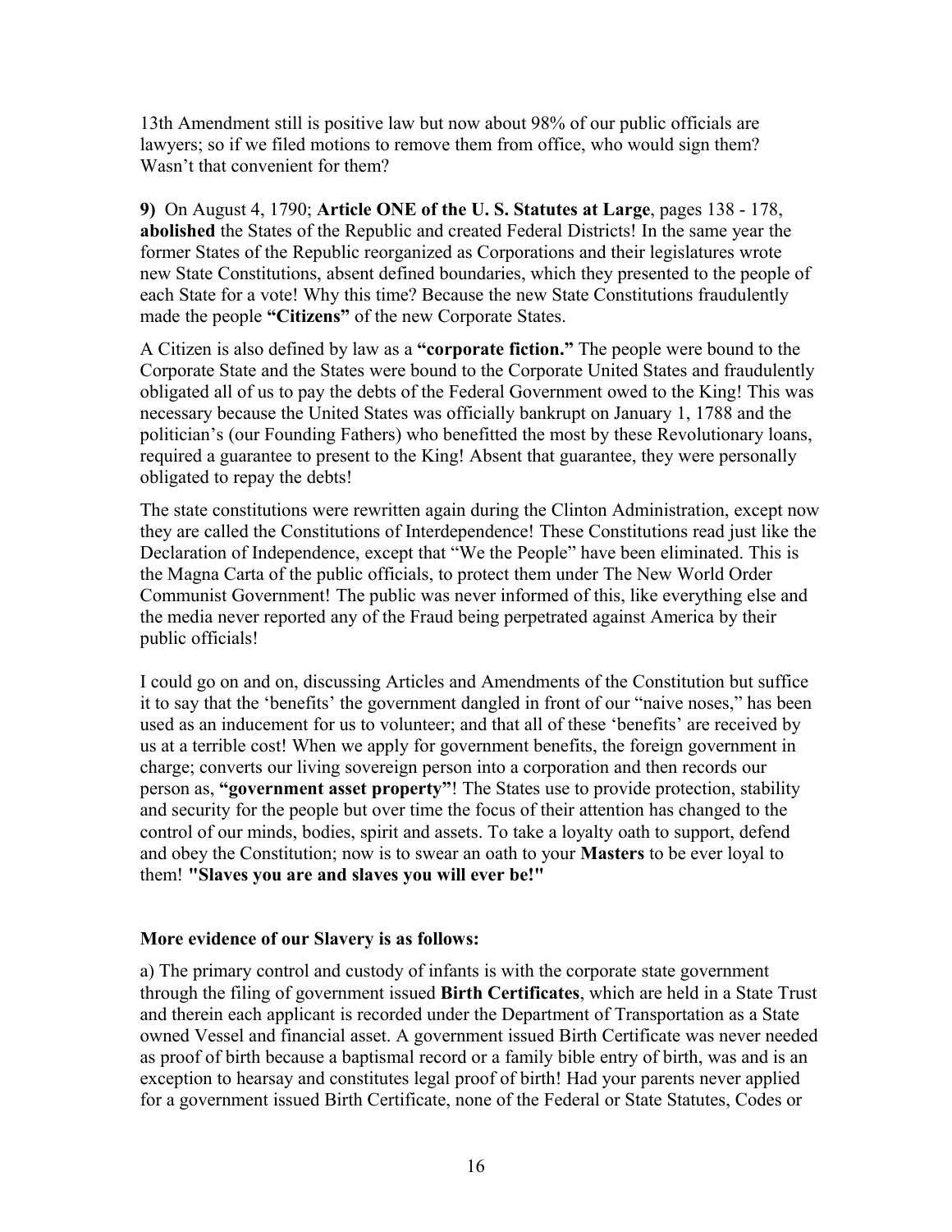13th Amendment still is positive law but now about 98% of our public officials are lawyers; so if we filed motions to remove them from office, who would sign them? Wasn't that convenient for them?

**9)** On August 4, 1790; **Article ONE of the U. S. Statutes at Large**, pages 138 - 178, **abolished** the States of the Republic and created Federal Districts! In the same year the former States of the Republic reorganized as Corporations and their legislatures wrote new State Constitutions, absent defined boundaries, which they presented to the people of each State for a vote! Why this time? Because the new State Constitutions fraudulently made the people **"Citizens"** of the new Corporate States.

A Citizen is also defined by law as a **"corporate fiction."** The people were bound to the Corporate State and the States were bound to the Corporate United States and fraudulently obligated all of us to pay the debts of the Federal Government owed to the King! This was necessary because the United States was officially bankrupt on January 1, 1788 and the politician's (our Founding Fathers) who benefitted the most by these Revolutionary loans, required a guarantee to present to the King! Absent that guarantee, they were personally obligated to repay the debts!

The state constitutions were rewritten again during the Clinton Administration, except now they are called the Constitutions of Interdependence! These Constitutions read just like the Declaration of Independence, except that "We the People" have been eliminated. This is the Magna Carta of the public officials, to protect them under The New World Order Communist Government! The public was never informed of this, like everything else and the media never reported any of the Fraud being perpetrated against America by their public officials!

I could go on and on, discussing Articles and Amendments of the Constitution but suffice it to say that the 'benefits' the government dangled in front of our "naive noses," has been used as an inducement for us to volunteer; and that all of these 'benefits' are received by us at a terrible cost! When we apply for government benefits, the foreign government in charge; converts our living sovereign person into a corporation and then records our person as, **"government asset property"**! The States use to provide protection, stability and security for the people but over time the focus of their attention has changed to the control of our minds, bodies, spirit and assets. To take a loyalty oath to support, defend and obey the Constitution; now is to swear an oath to your **Masters** to be ever loyal to them! **"Slaves you are and slaves you will ever be!"**

**More evidence of our Slavery is as follows:**

a) The primary control and custody of infants is with the corporate state government through the filing of government issued **Birth Certificates**, which are held in a State Trust and therein each applicant is recorded under the Department of Transportation as a State owned Vessel and financial asset. A government issued Birth Certificate was never needed as proof of birth because a baptismal record or a family bible entry of birth, was and is an exception to hearsay and constitutes legal proof of birth! Had your parents never applied for a government issued Birth Certificate, none of the Federal or State Statutes, Codes or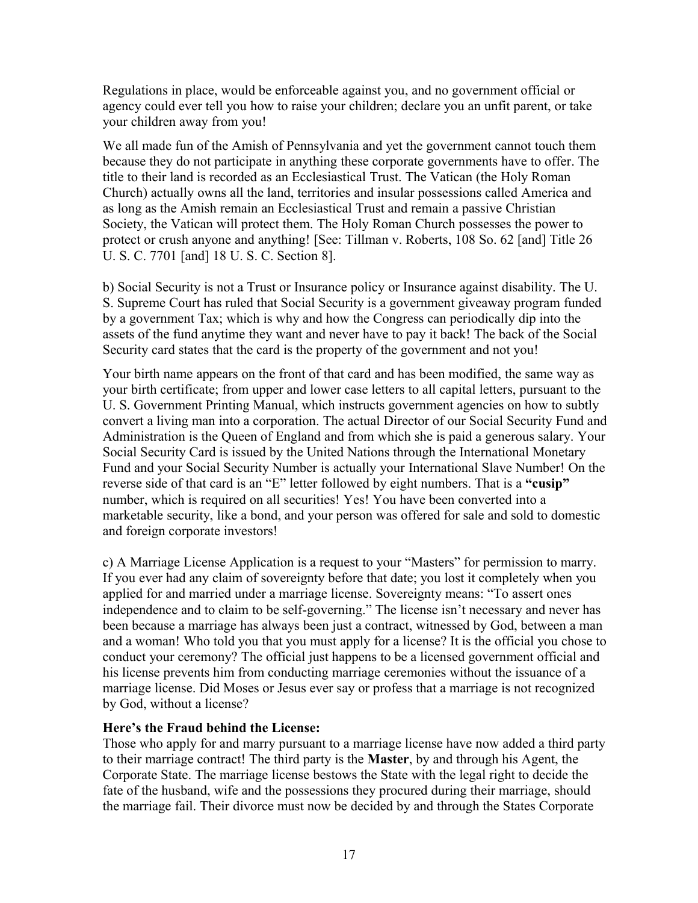Regulations in place, would be enforceable against you, and no government official or agency could ever tell you how to raise your children; declare you an unfit parent, or take your children away from you!

We all made fun of the Amish of Pennsylvania and yet the government cannot touch them because they do not participate in anything these corporate governments have to offer. The title to their land is recorded as an Ecclesiastical Trust. The Vatican (the Holy Roman Church) actually owns all the land, territories and insular possessions called America and as long as the Amish remain an Ecclesiastical Trust and remain a passive Christian Society, the Vatican will protect them. The Holy Roman Church possesses the power to protect or crush anyone and anything! [See: Tillman v. Roberts, 108 So. 62 [and] Title 26 U. S. C. 7701 [and] 18 U. S. C. Section 8].

b) Social Security is not a Trust or Insurance policy or Insurance against disability. The U. S. Supreme Court has ruled that Social Security is a government giveaway program funded by a government Tax; which is why and how the Congress can periodically dip into the assets of the fund anytime they want and never have to pay it back! The back of the Social Security card states that the card is the property of the government and not you!

Your birth name appears on the front of that card and has been modified, the same way as your birth certificate; from upper and lower case letters to all capital letters, pursuant to the U. S. Government Printing Manual, which instructs government agencies on how to subtly convert a living man into a corporation. The actual Director of our Social Security Fund and Administration is the Queen of England and from which she is paid a generous salary. Your Social Security Card is issued by the United Nations through the International Monetary Fund and your Social Security Number is actually your International Slave Number! On the reverse side of that card is an "E" letter followed by eight numbers. That is a **"cusip"** number, which is required on all securities! Yes! You have been converted into a marketable security, like a bond, and your person was offered for sale and sold to domestic and foreign corporate investors!

c) A Marriage License Application is a request to your "Masters" for permission to marry. If you ever had any claim of sovereignty before that date; you lost it completely when you applied for and married under a marriage license. Sovereignty means: "To assert ones independence and to claim to be self-governing." The license isn't necessary and never has been because a marriage has always been just a contract, witnessed by God, between a man and a woman! Who told you that you must apply for a license? It is the official you chose to conduct your ceremony? The official just happens to be a licensed government official and his license prevents him from conducting marriage ceremonies without the issuance of a marriage license. Did Moses or Jesus ever say or profess that a marriage is not recognized by God, without a license?

**Here's the Fraud behind the License:**
Those who apply for and marry pursuant to a marriage license have now added a third party to their marriage contract! The third party is the **Master**, by and through his Agent, the Corporate State. The marriage license bestows the State with the legal right to decide the fate of the husband, wife and the possessions they procured during their marriage, should the marriage fail. Their divorce must now be decided by and through the States Corporate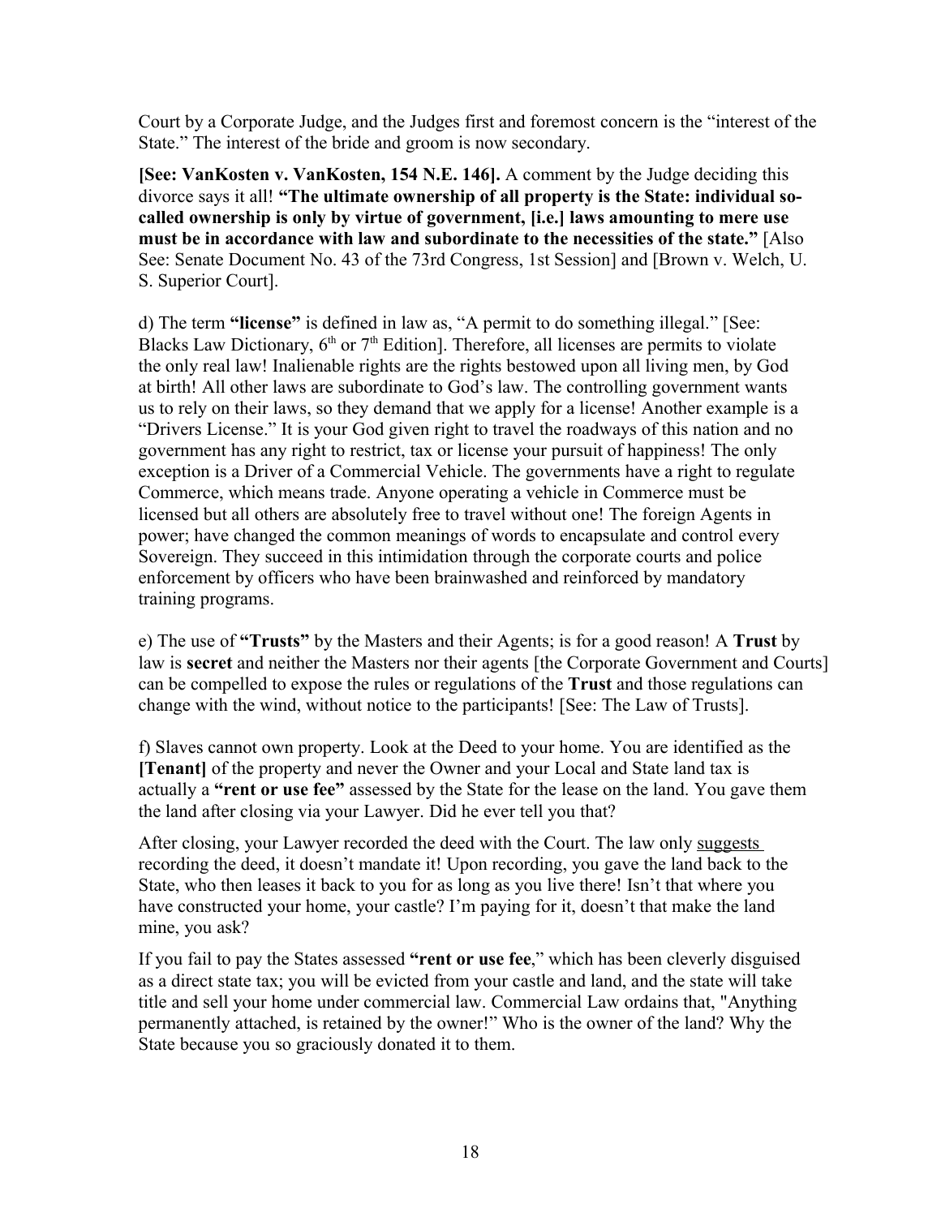Court by a Corporate Judge, and the Judges first and foremost concern is the "interest of the State." The interest of the bride and groom is now secondary.

**[See: VanKosten v. VanKosten, 154 N.E. 146].** A comment by the Judge deciding this divorce says it all! **"The ultimate ownership of all property is the State: individual so-called ownership is only by virtue of government, [i.e.] laws amounting to mere use must be in accordance with law and subordinate to the necessities of the state."** [Also See: Senate Document No. 43 of the 73rd Congress, 1st Session] and [Brown v. Welch, U. S. Superior Court].

d) The term **"license"** is defined in law as, "A permit to do something illegal." [See: Blacks Law Dictionary, 6th or 7th Edition]. Therefore, all licenses are permits to violate the only real law! Inalienable rights are the rights bestowed upon all living men, by God at birth! All other laws are subordinate to God's law. The controlling government wants us to rely on their laws, so they demand that we apply for a license! Another example is a "Drivers License." It is your God given right to travel the roadways of this nation and no government has any right to restrict, tax or license your pursuit of happiness! The only exception is a Driver of a Commercial Vehicle. The governments have a right to regulate Commerce, which means trade. Anyone operating a vehicle in Commerce must be licensed but all others are absolutely free to travel without one! The foreign Agents in power; have changed the common meanings of words to encapsulate and control every Sovereign. They succeed in this intimidation through the corporate courts and police enforcement by officers who have been brainwashed and reinforced by mandatory training programs.

e) The use of **"Trusts"** by the Masters and their Agents; is for a good reason! A **Trust** by law is **secret** and neither the Masters nor their agents [the Corporate Government and Courts] can be compelled to expose the rules or regulations of the **Trust** and those regulations can change with the wind, without notice to the participants! [See: The Law of Trusts].

f) Slaves cannot own property. Look at the Deed to your home. You are identified as the **[Tenant]** of the property and never the Owner and your Local and State land tax is actually a **"rent or use fee"** assessed by the State for the lease on the land. You gave them the land after closing via your Lawyer. Did he ever tell you that?

After closing, your Lawyer recorded the deed with the Court. The law only <u>suggests</u> recording the deed, it doesn't mandate it! Upon recording, you gave the land back to the State, who then leases it back to you for as long as you live there! Isn't that where you have constructed your home, your castle? I'm paying for it, doesn't that make the land mine, you ask?

If you fail to pay the States assessed **"rent or use fee**," which has been cleverly disguised as a direct state tax; you will be evicted from your castle and land, and the state will take title and sell your home under commercial law. Commercial Law ordains that, "Anything permanently attached, is retained by the owner!" Who is the owner of the land? Why the State because you so graciously donated it to them.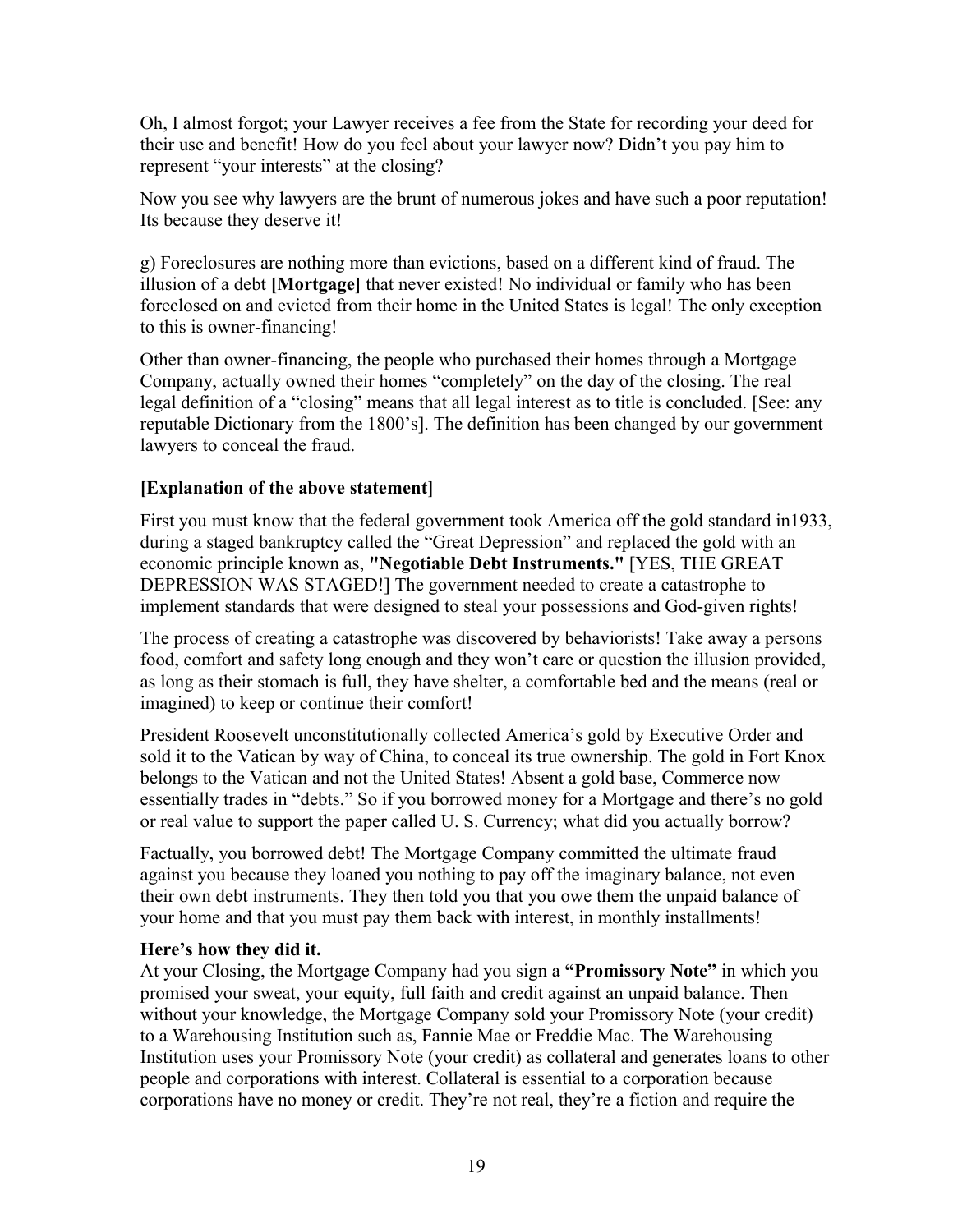Oh, I almost forgot; your Lawyer receives a fee from the State for recording your deed for their use and benefit! How do you feel about your lawyer now? Didn't you pay him to represent "your interests" at the closing?

Now you see why lawyers are the brunt of numerous jokes and have such a poor reputation! Its because they deserve it!

g) Foreclosures are nothing more than evictions, based on a different kind of fraud. The illusion of a debt **[Mortgage]** that never existed! No individual or family who has been foreclosed on and evicted from their home in the United States is legal! The only exception to this is owner-financing!

Other than owner-financing, the people who purchased their homes through a Mortgage Company, actually owned their homes "completely" on the day of the closing. The real legal definition of a "closing" means that all legal interest as to title is concluded. [See: any reputable Dictionary from the 1800's]. The definition has been changed by our government lawyers to conceal the fraud.

**[Explanation of the above statement]**

First you must know that the federal government took America off the gold standard in1933, during a staged bankruptcy called the "Great Depression" and replaced the gold with an economic principle known as, **"Negotiable Debt Instruments."** [YES, THE GREAT DEPRESSION WAS STAGED!] The government needed to create a catastrophe to implement standards that were designed to steal your possessions and God-given rights!

The process of creating a catastrophe was discovered by behaviorists! Take away a persons food, comfort and safety long enough and they won't care or question the illusion provided, as long as their stomach is full, they have shelter, a comfortable bed and the means (real or imagined) to keep or continue their comfort!

President Roosevelt unconstitutionally collected America's gold by Executive Order and sold it to the Vatican by way of China, to conceal its true ownership. The gold in Fort Knox belongs to the Vatican and not the United States! Absent a gold base, Commerce now essentially trades in "debts." So if you borrowed money for a Mortgage and there's no gold or real value to support the paper called U. S. Currency; what did you actually borrow?

Factually, you borrowed debt! The Mortgage Company committed the ultimate fraud against you because they loaned you nothing to pay off the imaginary balance, not even their own debt instruments. They then told you that you owe them the unpaid balance of your home and that you must pay them back with interest, in monthly installments!

**Here's how they did it.**

At your Closing, the Mortgage Company had you sign a **"Promissory Note"** in which you promised your sweat, your equity, full faith and credit against an unpaid balance. Then without your knowledge, the Mortgage Company sold your Promissory Note (your credit) to a Warehousing Institution such as, Fannie Mae or Freddie Mac. The Warehousing Institution uses your Promissory Note (your credit) as collateral and generates loans to other people and corporations with interest. Collateral is essential to a corporation because corporations have no money or credit. They're not real, they're a fiction and require the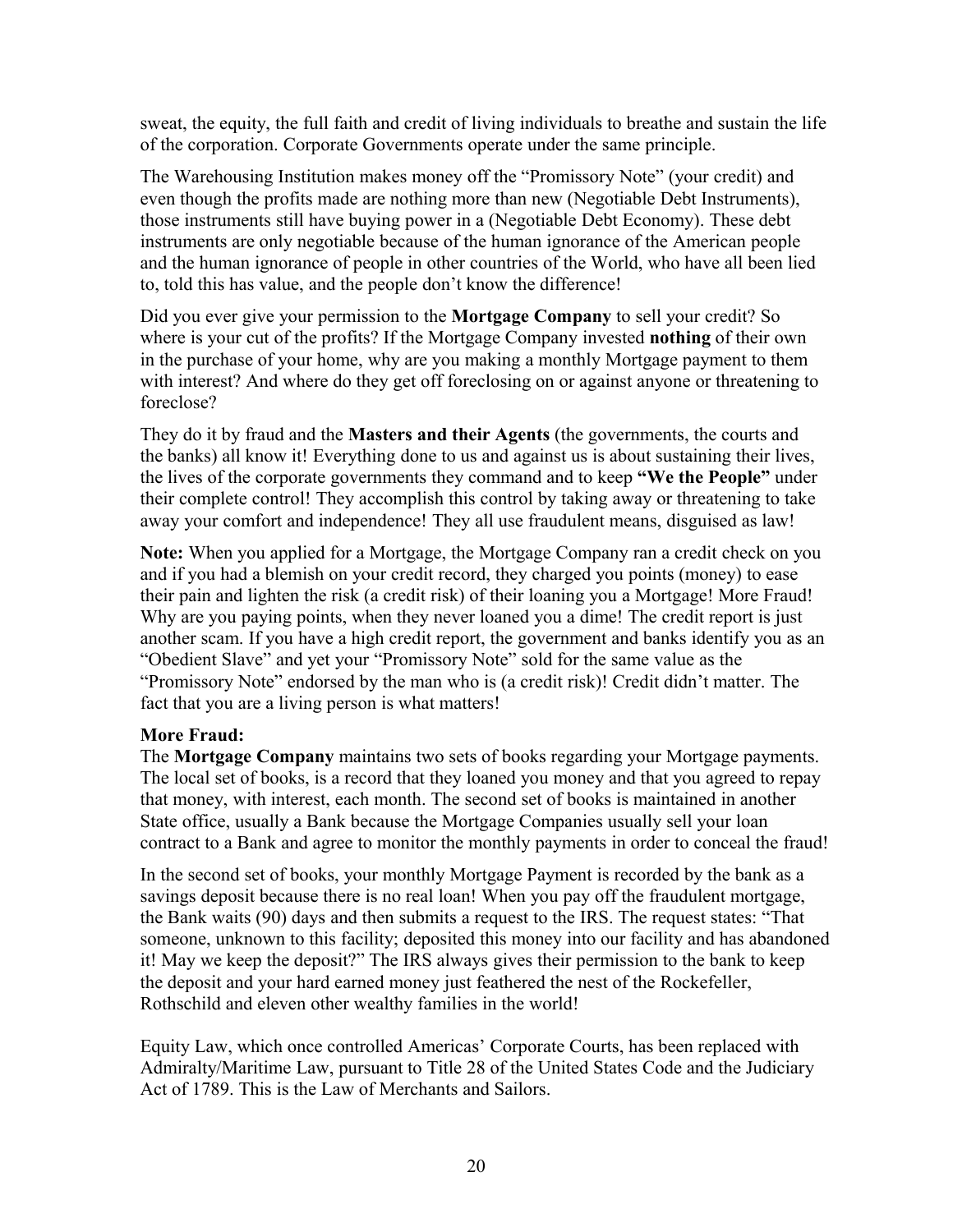sweat, the equity, the full faith and credit of living individuals to breathe and sustain the life of the corporation. Corporate Governments operate under the same principle.

The Warehousing Institution makes money off the "Promissory Note" (your credit) and even though the profits made are nothing more than new (Negotiable Debt Instruments), those instruments still have buying power in a (Negotiable Debt Economy). These debt instruments are only negotiable because of the human ignorance of the American people and the human ignorance of people in other countries of the World, who have all been lied to, told this has value, and the people don't know the difference!

Did you ever give your permission to the **Mortgage Company** to sell your credit? So where is your cut of the profits? If the Mortgage Company invested **nothing** of their own in the purchase of your home, why are you making a monthly Mortgage payment to them with interest? And where do they get off foreclosing on or against anyone or threatening to foreclose?

They do it by fraud and the **Masters and their Agents** (the governments, the courts and the banks) all know it! Everything done to us and against us is about sustaining their lives, the lives of the corporate governments they command and to keep **"We the People"** under their complete control! They accomplish this control by taking away or threatening to take away your comfort and independence! They all use fraudulent means, disguised as law!

**Note:** When you applied for a Mortgage, the Mortgage Company ran a credit check on you and if you had a blemish on your credit record, they charged you points (money) to ease their pain and lighten the risk (a credit risk) of their loaning you a Mortgage! More Fraud! Why are you paying points, when they never loaned you a dime! The credit report is just another scam. If you have a high credit report, the government and banks identify you as an "Obedient Slave" and yet your "Promissory Note" sold for the same value as the "Promissory Note" endorsed by the man who is (a credit risk)! Credit didn't matter. The fact that you are a living person is what matters!

**More Fraud:**
The **Mortgage Company** maintains two sets of books regarding your Mortgage payments. The local set of books, is a record that they loaned you money and that you agreed to repay that money, with interest, each month. The second set of books is maintained in another State office, usually a Bank because the Mortgage Companies usually sell your loan contract to a Bank and agree to monitor the monthly payments in order to conceal the fraud!

In the second set of books, your monthly Mortgage Payment is recorded by the bank as a savings deposit because there is no real loan! When you pay off the fraudulent mortgage, the Bank waits (90) days and then submits a request to the IRS. The request states: "That someone, unknown to this facility; deposited this money into our facility and has abandoned it! May we keep the deposit?" The IRS always gives their permission to the bank to keep the deposit and your hard earned money just feathered the nest of the Rockefeller, Rothschild and eleven other wealthy families in the world!

Equity Law, which once controlled Americas' Corporate Courts, has been replaced with Admiralty/Maritime Law, pursuant to Title 28 of the United States Code and the Judiciary Act of 1789. This is the Law of Merchants and Sailors.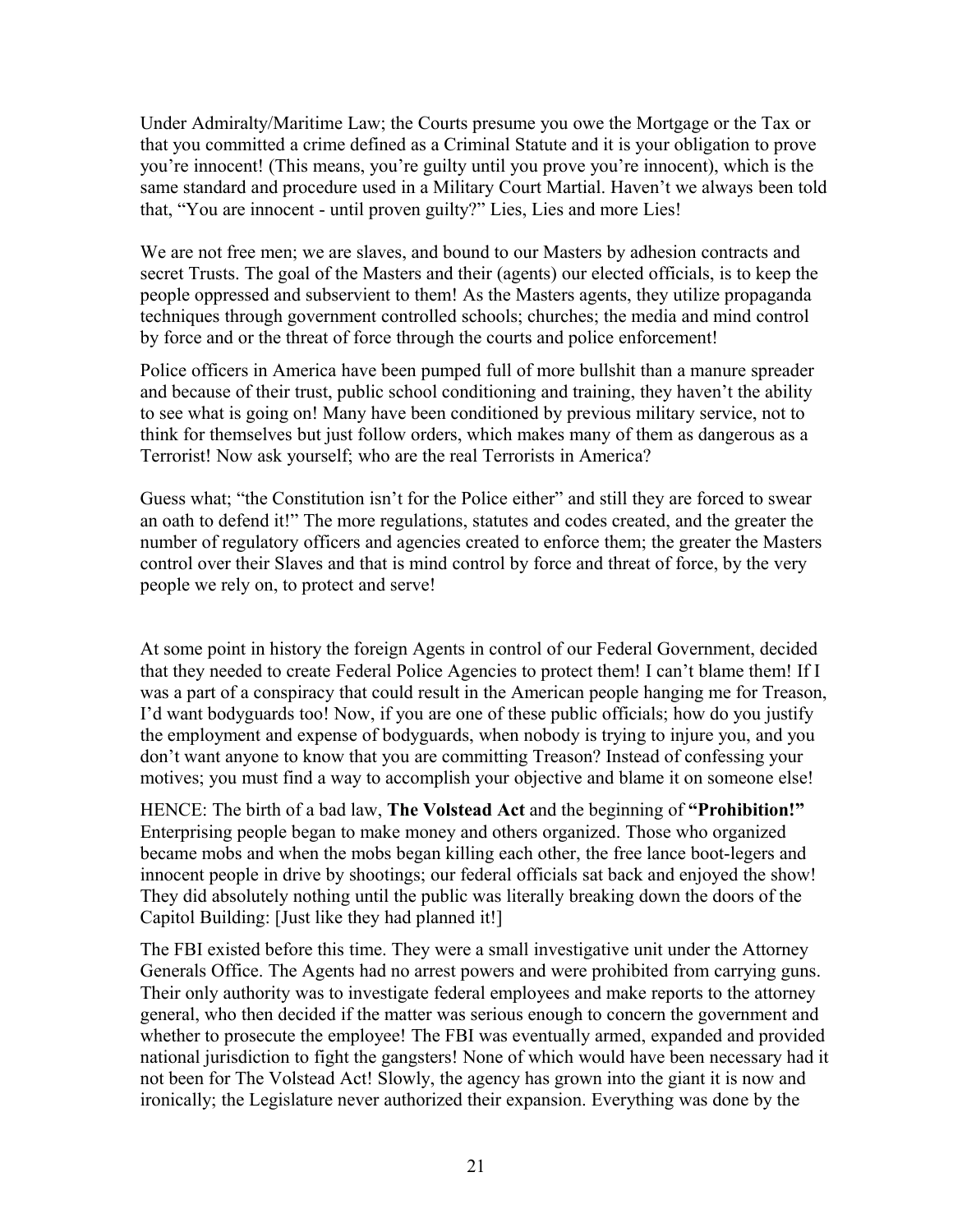Under Admiralty/Maritime Law; the Courts presume you owe the Mortgage or the Tax or that you committed a crime defined as a Criminal Statute and it is your obligation to prove you're innocent! (This means, you're guilty until you prove you're innocent), which is the same standard and procedure used in a Military Court Martial. Haven't we always been told that, "You are innocent - until proven guilty?" Lies, Lies and more Lies!

We are not free men; we are slaves, and bound to our Masters by adhesion contracts and secret Trusts. The goal of the Masters and their (agents) our elected officials, is to keep the people oppressed and subservient to them! As the Masters agents, they utilize propaganda techniques through government controlled schools; churches; the media and mind control by force and or the threat of force through the courts and police enforcement!

Police officers in America have been pumped full of more bullshit than a manure spreader and because of their trust, public school conditioning and training, they haven't the ability to see what is going on! Many have been conditioned by previous military service, not to think for themselves but just follow orders, which makes many of them as dangerous as a Terrorist! Now ask yourself; who are the real Terrorists in America?

Guess what; "the Constitution isn't for the Police either" and still they are forced to swear an oath to defend it!" The more regulations, statutes and codes created, and the greater the number of regulatory officers and agencies created to enforce them; the greater the Masters control over their Slaves and that is mind control by force and threat of force, by the very people we rely on, to protect and serve!

At some point in history the foreign Agents in control of our Federal Government, decided that they needed to create Federal Police Agencies to protect them! I can't blame them! If I was a part of a conspiracy that could result in the American people hanging me for Treason, I'd want bodyguards too! Now, if you are one of these public officials; how do you justify the employment and expense of bodyguards, when nobody is trying to injure you, and you don't want anyone to know that you are committing Treason? Instead of confessing your motives; you must find a way to accomplish your objective and blame it on someone else!

HENCE: The birth of a bad law, **The Volstead Act** and the beginning of **"Prohibition!"** Enterprising people began to make money and others organized. Those who organized became mobs and when the mobs began killing each other, the free lance boot-legers and innocent people in drive by shootings; our federal officials sat back and enjoyed the show! They did absolutely nothing until the public was literally breaking down the doors of the Capitol Building: [Just like they had planned it!]

The FBI existed before this time. They were a small investigative unit under the Attorney Generals Office. The Agents had no arrest powers and were prohibited from carrying guns. Their only authority was to investigate federal employees and make reports to the attorney general, who then decided if the matter was serious enough to concern the government and whether to prosecute the employee! The FBI was eventually armed, expanded and provided national jurisdiction to fight the gangsters! None of which would have been necessary had it not been for The Volstead Act! Slowly, the agency has grown into the giant it is now and ironically; the Legislature never authorized their expansion. Everything was done by the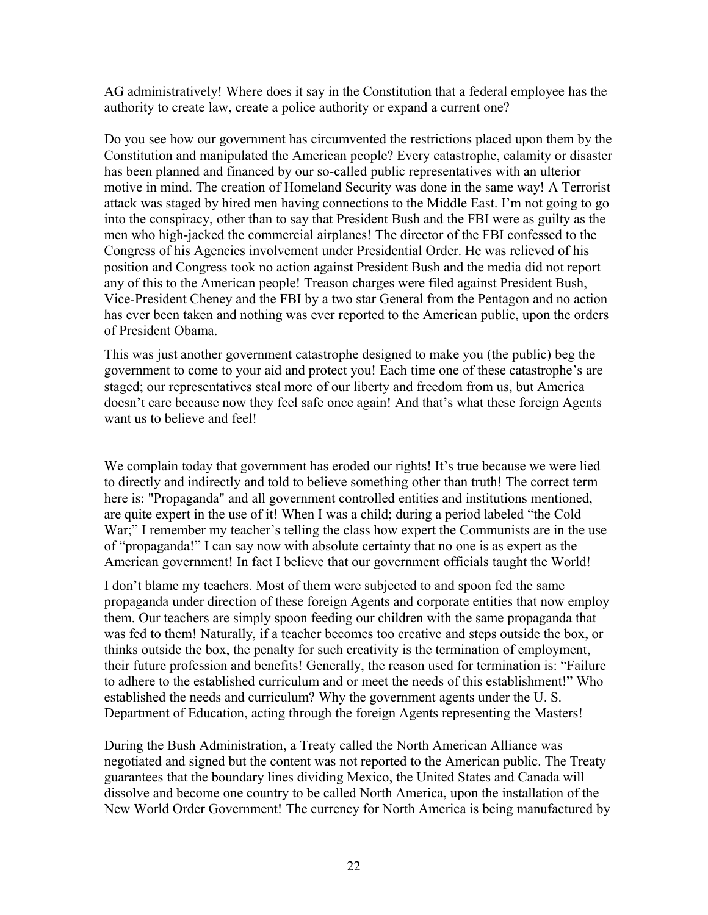AG administratively! Where does it say in the Constitution that a federal employee has the authority to create law, create a police authority or expand a current one?

Do you see how our government has circumvented the restrictions placed upon them by the Constitution and manipulated the American people? Every catastrophe, calamity or disaster has been planned and financed by our so-called public representatives with an ulterior motive in mind. The creation of Homeland Security was done in the same way! A Terrorist attack was staged by hired men having connections to the Middle East. I'm not going to go into the conspiracy, other than to say that President Bush and the FBI were as guilty as the men who high-jacked the commercial airplanes! The director of the FBI confessed to the Congress of his Agencies involvement under Presidential Order. He was relieved of his position and Congress took no action against President Bush and the media did not report any of this to the American people! Treason charges were filed against President Bush, Vice-President Cheney and the FBI by a two star General from the Pentagon and no action has ever been taken and nothing was ever reported to the American public, upon the orders of President Obama.

This was just another government catastrophe designed to make you (the public) beg the government to come to your aid and protect you! Each time one of these catastrophe's are staged; our representatives steal more of our liberty and freedom from us, but America doesn't care because now they feel safe once again! And that's what these foreign Agents want us to believe and feel!

We complain today that government has eroded our rights! It's true because we were lied to directly and indirectly and told to believe something other than truth! The correct term here is: "Propaganda" and all government controlled entities and institutions mentioned, are quite expert in the use of it! When I was a child; during a period labeled "the Cold War;" I remember my teacher's telling the class how expert the Communists are in the use of "propaganda!" I can say now with absolute certainty that no one is as expert as the American government! In fact I believe that our government officials taught the World!

I don't blame my teachers. Most of them were subjected to and spoon fed the same propaganda under direction of these foreign Agents and corporate entities that now employ them. Our teachers are simply spoon feeding our children with the same propaganda that was fed to them! Naturally, if a teacher becomes too creative and steps outside the box, or thinks outside the box, the penalty for such creativity is the termination of employment, their future profession and benefits! Generally, the reason used for termination is: "Failure to adhere to the established curriculum and or meet the needs of this establishment!" Who established the needs and curriculum? Why the government agents under the U. S. Department of Education, acting through the foreign Agents representing the Masters!

During the Bush Administration, a Treaty called the North American Alliance was negotiated and signed but the content was not reported to the American public. The Treaty guarantees that the boundary lines dividing Mexico, the United States and Canada will dissolve and become one country to be called North America, upon the installation of the New World Order Government! The currency for North America is being manufactured by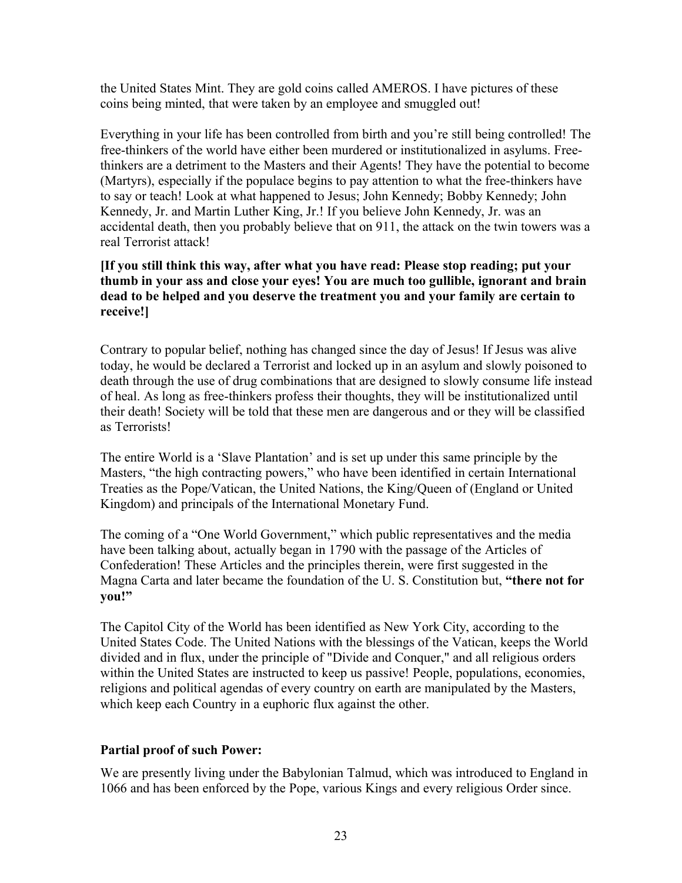the United States Mint. They are gold coins called AMEROS. I have pictures of these coins being minted, that were taken by an employee and smuggled out!

Everything in your life has been controlled from birth and you're still being controlled! The free-thinkers of the world have either been murdered or institutionalized in asylums. Free-thinkers are a detriment to the Masters and their Agents! They have the potential to become (Martyrs), especially if the populace begins to pay attention to what the free-thinkers have to say or teach! Look at what happened to Jesus; John Kennedy; Bobby Kennedy; John Kennedy, Jr. and Martin Luther King, Jr.! If you believe John Kennedy, Jr. was an accidental death, then you probably believe that on 911, the attack on the twin towers was a real Terrorist attack!

**[If you still think this way, after what you have read: Please stop reading; put your thumb in your ass and close your eyes! You are much too gullible, ignorant and brain dead to be helped and you deserve the treatment you and your family are certain to receive!]**

Contrary to popular belief, nothing has changed since the day of Jesus! If Jesus was alive today, he would be declared a Terrorist and locked up in an asylum and slowly poisoned to death through the use of drug combinations that are designed to slowly consume life instead of heal. As long as free-thinkers profess their thoughts, they will be institutionalized until their death! Society will be told that these men are dangerous and or they will be classified as Terrorists!

The entire World is a 'Slave Plantation' and is set up under this same principle by the Masters, "the high contracting powers," who have been identified in certain International Treaties as the Pope/Vatican, the United Nations, the King/Queen of (England or United Kingdom) and principals of the International Monetary Fund.

The coming of a "One World Government," which public representatives and the media have been talking about, actually began in 1790 with the passage of the Articles of Confederation! These Articles and the principles therein, were first suggested in the Magna Carta and later became the foundation of the U. S. Constitution but, **"there not for you!"**

The Capitol City of the World has been identified as New York City, according to the United States Code. The United Nations with the blessings of the Vatican, keeps the World divided and in flux, under the principle of "Divide and Conquer," and all religious orders within the United States are instructed to keep us passive! People, populations, economies, religions and political agendas of every country on earth are manipulated by the Masters, which keep each Country in a euphoric flux against the other.

**Partial proof of such Power:**

We are presently living under the Babylonian Talmud, which was introduced to England in 1066 and has been enforced by the Pope, various Kings and every religious Order since.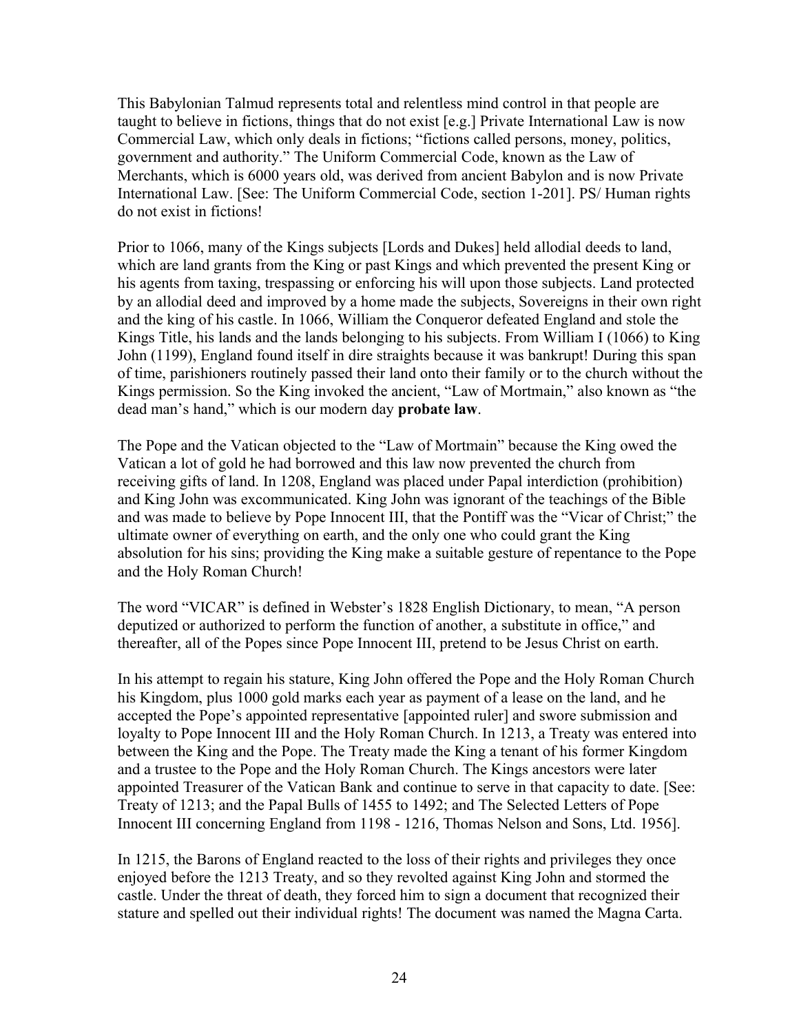This Babylonian Talmud represents total and relentless mind control in that people are taught to believe in fictions, things that do not exist [e.g.] Private International Law is now Commercial Law, which only deals in fictions; "fictions called persons, money, politics, government and authority." The Uniform Commercial Code, known as the Law of Merchants, which is 6000 years old, was derived from ancient Babylon and is now Private International Law. [See: The Uniform Commercial Code, section 1-201]. PS/ Human rights do not exist in fictions!

Prior to 1066, many of the Kings subjects [Lords and Dukes] held allodial deeds to land, which are land grants from the King or past Kings and which prevented the present King or his agents from taxing, trespassing or enforcing his will upon those subjects. Land protected by an allodial deed and improved by a home made the subjects, Sovereigns in their own right and the king of his castle. In 1066, William the Conqueror defeated England and stole the Kings Title, his lands and the lands belonging to his subjects. From William I (1066) to King John (1199), England found itself in dire straights because it was bankrupt! During this span of time, parishioners routinely passed their land onto their family or to the church without the Kings permission. So the King invoked the ancient, "Law of Mortmain," also known as "the dead man's hand," which is our modern day **probate law**.

The Pope and the Vatican objected to the "Law of Mortmain" because the King owed the Vatican a lot of gold he had borrowed and this law now prevented the church from receiving gifts of land. In 1208, England was placed under Papal interdiction (prohibition) and King John was excommunicated. King John was ignorant of the teachings of the Bible and was made to believe by Pope Innocent III, that the Pontiff was the "Vicar of Christ;" the ultimate owner of everything on earth, and the only one who could grant the King absolution for his sins; providing the King make a suitable gesture of repentance to the Pope and the Holy Roman Church!

The word "VICAR" is defined in Webster's 1828 English Dictionary, to mean, "A person deputized or authorized to perform the function of another, a substitute in office," and thereafter, all of the Popes since Pope Innocent III, pretend to be Jesus Christ on earth.

In his attempt to regain his stature, King John offered the Pope and the Holy Roman Church his Kingdom, plus 1000 gold marks each year as payment of a lease on the land, and he accepted the Pope's appointed representative [appointed ruler] and swore submission and loyalty to Pope Innocent III and the Holy Roman Church. In 1213, a Treaty was entered into between the King and the Pope. The Treaty made the King a tenant of his former Kingdom and a trustee to the Pope and the Holy Roman Church. The Kings ancestors were later appointed Treasurer of the Vatican Bank and continue to serve in that capacity to date. [See: Treaty of 1213; and the Papal Bulls of 1455 to 1492; and The Selected Letters of Pope Innocent III concerning England from 1198 - 1216, Thomas Nelson and Sons, Ltd. 1956].

In 1215, the Barons of England reacted to the loss of their rights and privileges they once enjoyed before the 1213 Treaty, and so they revolted against King John and stormed the castle. Under the threat of death, they forced him to sign a document that recognized their stature and spelled out their individual rights! The document was named the Magna Carta.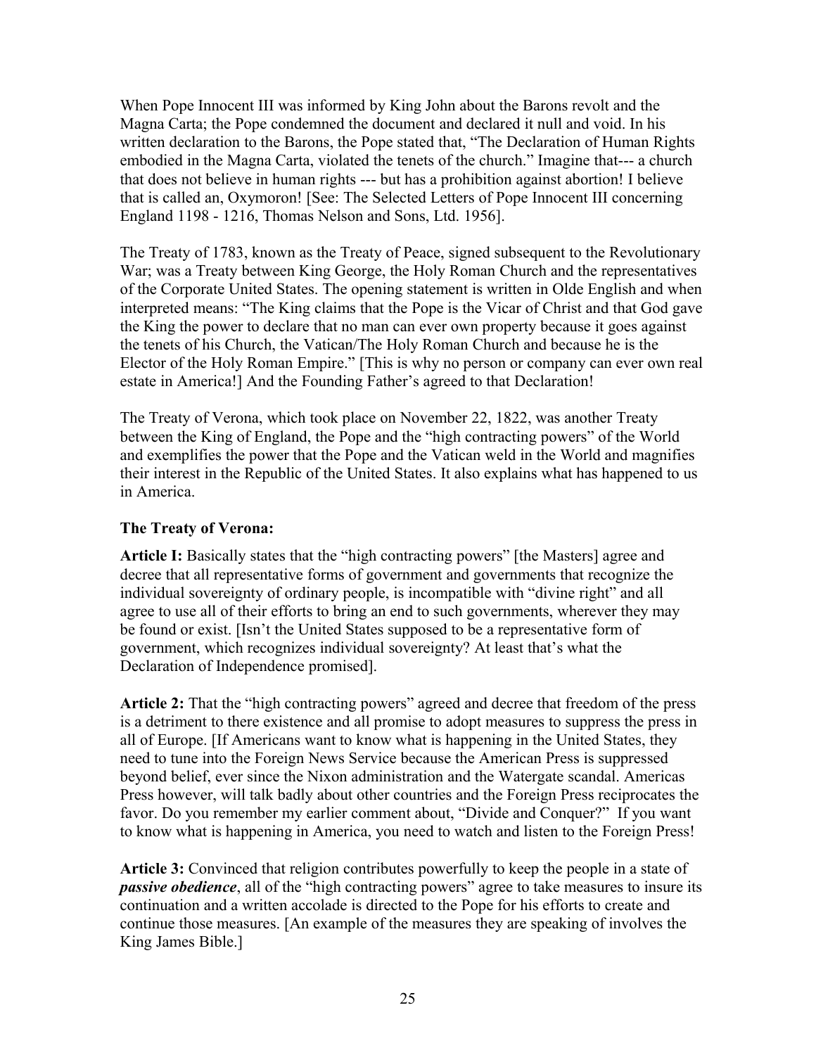When Pope Innocent III was informed by King John about the Barons revolt and the Magna Carta; the Pope condemned the document and declared it null and void. In his written declaration to the Barons, the Pope stated that, "The Declaration of Human Rights embodied in the Magna Carta, violated the tenets of the church." Imagine that--- a church that does not believe in human rights --- but has a prohibition against abortion! I believe that is called an, Oxymoron! [See: The Selected Letters of Pope Innocent III concerning England 1198 - 1216, Thomas Nelson and Sons, Ltd. 1956].

The Treaty of 1783, known as the Treaty of Peace, signed subsequent to the Revolutionary War; was a Treaty between King George, the Holy Roman Church and the representatives of the Corporate United States. The opening statement is written in Olde English and when interpreted means: "The King claims that the Pope is the Vicar of Christ and that God gave the King the power to declare that no man can ever own property because it goes against the tenets of his Church, the Vatican/The Holy Roman Church and because he is the Elector of the Holy Roman Empire." [This is why no person or company can ever own real estate in America!] And the Founding Father's agreed to that Declaration!

The Treaty of Verona, which took place on November 22, 1822, was another Treaty between the King of England, the Pope and the "high contracting powers" of the World and exemplifies the power that the Pope and the Vatican weld in the World and magnifies their interest in the Republic of the United States. It also explains what has happened to us in America.

**The Treaty of Verona:**

**Article I:** Basically states that the "high contracting powers" [the Masters] agree and decree that all representative forms of government and governments that recognize the individual sovereignty of ordinary people, is incompatible with "divine right" and all agree to use all of their efforts to bring an end to such governments, wherever they may be found or exist. [Isn't the United States supposed to be a representative form of government, which recognizes individual sovereignty? At least that's what the Declaration of Independence promised].

**Article 2:** That the "high contracting powers" agreed and decree that freedom of the press is a detriment to there existence and all promise to adopt measures to suppress the press in all of Europe. [If Americans want to know what is happening in the United States, they need to tune into the Foreign News Service because the American Press is suppressed beyond belief, ever since the Nixon administration and the Watergate scandal. Americas Press however, will talk badly about other countries and the Foreign Press reciprocates the favor. Do you remember my earlier comment about, "Divide and Conquer?" If you want to know what is happening in America, you need to watch and listen to the Foreign Press!

**Article 3:** Convinced that religion contributes powerfully to keep the people in a state of ***passive obedience***, all of the "high contracting powers" agree to take measures to insure its continuation and a written accolade is directed to the Pope for his efforts to create and continue those measures. [An example of the measures they are speaking of involves the King James Bible.]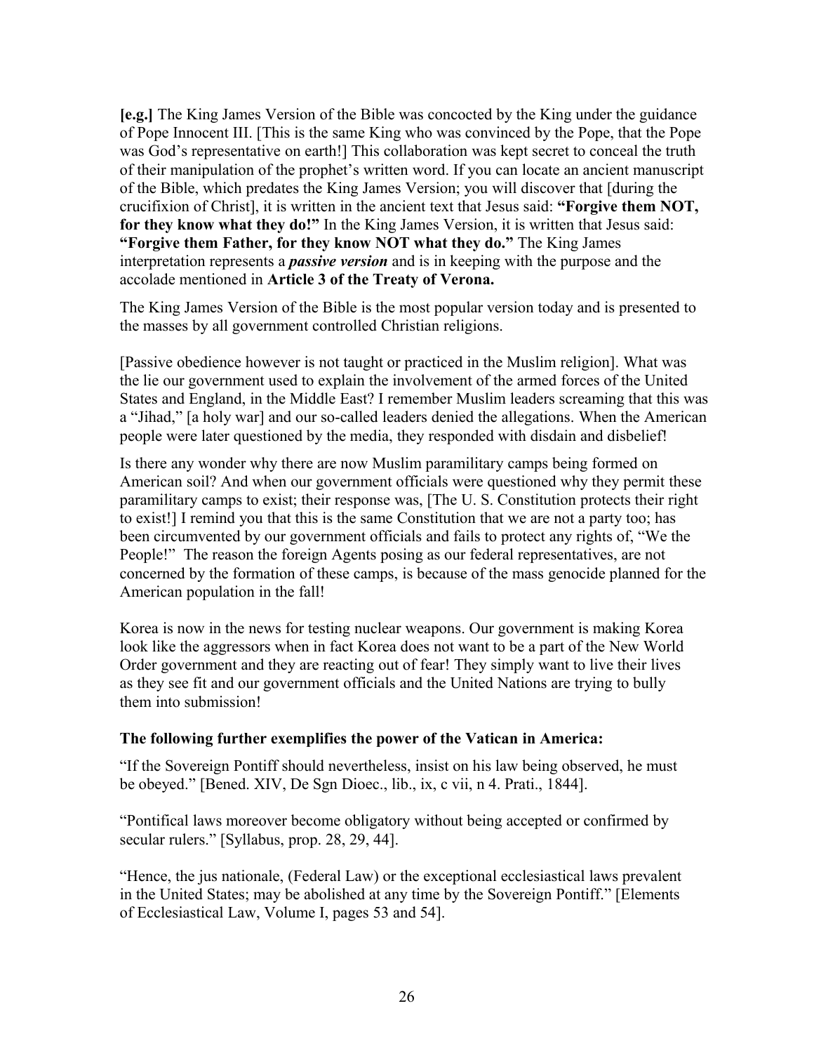**[e.g.]** The King James Version of the Bible was concocted by the King under the guidance of Pope Innocent III. [This is the same King who was convinced by the Pope, that the Pope was God's representative on earth!] This collaboration was kept secret to conceal the truth of their manipulation of the prophet's written word. If you can locate an ancient manuscript of the Bible, which predates the King James Version; you will discover that [during the crucifixion of Christ], it is written in the ancient text that Jesus said: **"Forgive them NOT, for they know what they do!"** In the King James Version, it is written that Jesus said: **"Forgive them Father, for they know NOT what they do."** The King James interpretation represents a ***passive version*** and is in keeping with the purpose and the accolade mentioned in **Article 3 of the Treaty of Verona.**

The King James Version of the Bible is the most popular version today and is presented to the masses by all government controlled Christian religions.

[Passive obedience however is not taught or practiced in the Muslim religion]. What was the lie our government used to explain the involvement of the armed forces of the United States and England, in the Middle East? I remember Muslim leaders screaming that this was a "Jihad," [a holy war] and our so-called leaders denied the allegations. When the American people were later questioned by the media, they responded with disdain and disbelief!

Is there any wonder why there are now Muslim paramilitary camps being formed on American soil? And when our government officials were questioned why they permit these paramilitary camps to exist; their response was, [The U. S. Constitution protects their right to exist!] I remind you that this is the same Constitution that we are not a party too; has been circumvented by our government officials and fails to protect any rights of, "We the People!" The reason the foreign Agents posing as our federal representatives, are not concerned by the formation of these camps, is because of the mass genocide planned for the American population in the fall!

Korea is now in the news for testing nuclear weapons. Our government is making Korea look like the aggressors when in fact Korea does not want to be a part of the New World Order government and they are reacting out of fear! They simply want to live their lives as they see fit and our government officials and the United Nations are trying to bully them into submission!

**The following further exemplifies the power of the Vatican in America:**

"If the Sovereign Pontiff should nevertheless, insist on his law being observed, he must be obeyed." [Bened. XIV, De Sgn Dioec., lib., ix, c vii, n 4. Prati., 1844].

"Pontifical laws moreover become obligatory without being accepted or confirmed by secular rulers." [Syllabus, prop. 28, 29, 44].

"Hence, the jus nationale, (Federal Law) or the exceptional ecclesiastical laws prevalent in the United States; may be abolished at any time by the Sovereign Pontiff." [Elements of Ecclesiastical Law, Volume I, pages 53 and 54].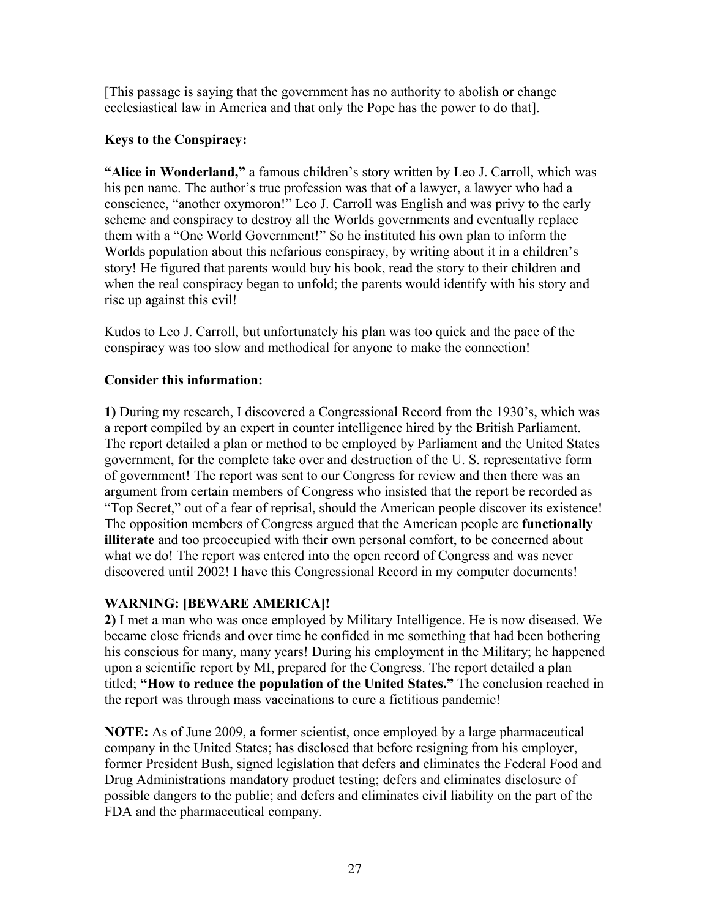[This passage is saying that the government has no authority to abolish or change ecclesiastical law in America and that only the Pope has the power to do that].

**Keys to the Conspiracy:**

**"Alice in Wonderland,"** a famous children's story written by Leo J. Carroll, which was his pen name. The author's true profession was that of a lawyer, a lawyer who had a conscience, "another oxymoron!" Leo J. Carroll was English and was privy to the early scheme and conspiracy to destroy all the Worlds governments and eventually replace them with a "One World Government!" So he instituted his own plan to inform the Worlds population about this nefarious conspiracy, by writing about it in a children's story! He figured that parents would buy his book, read the story to their children and when the real conspiracy began to unfold; the parents would identify with his story and rise up against this evil!

Kudos to Leo J. Carroll, but unfortunately his plan was too quick and the pace of the conspiracy was too slow and methodical for anyone to make the connection!

**Consider this information:**

**1)** During my research, I discovered a Congressional Record from the 1930's, which was a report compiled by an expert in counter intelligence hired by the British Parliament. The report detailed a plan or method to be employed by Parliament and the United States government, for the complete take over and destruction of the U. S. representative form of government! The report was sent to our Congress for review and then there was an argument from certain members of Congress who insisted that the report be recorded as "Top Secret," out of a fear of reprisal, should the American people discover its existence! The opposition members of Congress argued that the American people are **functionally illiterate** and too preoccupied with their own personal comfort, to be concerned about what we do! The report was entered into the open record of Congress and was never discovered until 2002! I have this Congressional Record in my computer documents!

**WARNING: [BEWARE AMERICA]!**

**2)** I met a man who was once employed by Military Intelligence. He is now diseased. We became close friends and over time he confided in me something that had been bothering his conscious for many, many years! During his employment in the Military; he happened upon a scientific report by MI, prepared for the Congress. The report detailed a plan titled; **"How to reduce the population of the United States."** The conclusion reached in the report was through mass vaccinations to cure a fictitious pandemic!

**NOTE:** As of June 2009, a former scientist, once employed by a large pharmaceutical company in the United States; has disclosed that before resigning from his employer, former President Bush, signed legislation that defers and eliminates the Federal Food and Drug Administrations mandatory product testing; defers and eliminates disclosure of possible dangers to the public; and defers and eliminates civil liability on the part of the FDA and the pharmaceutical company.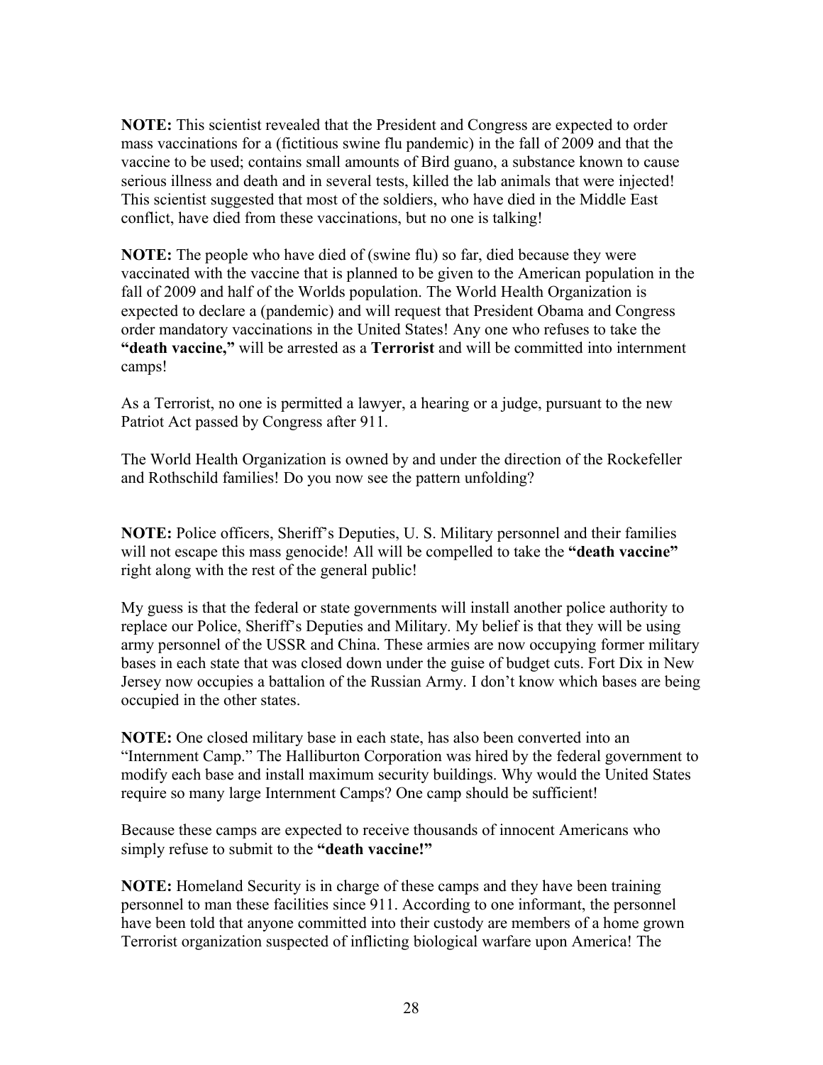**NOTE:** This scientist revealed that the President and Congress are expected to order mass vaccinations for a (fictitious swine flu pandemic) in the fall of 2009 and that the vaccine to be used; contains small amounts of Bird guano, a substance known to cause serious illness and death and in several tests, killed the lab animals that were injected! This scientist suggested that most of the soldiers, who have died in the Middle East conflict, have died from these vaccinations, but no one is talking!

**NOTE:** The people who have died of (swine flu) so far, died because they were vaccinated with the vaccine that is planned to be given to the American population in the fall of 2009 and half of the Worlds population. The World Health Organization is expected to declare a (pandemic) and will request that President Obama and Congress order mandatory vaccinations in the United States! Any one who refuses to take the **"death vaccine,"** will be arrested as a **Terrorist** and will be committed into internment camps!

As a Terrorist, no one is permitted a lawyer, a hearing or a judge, pursuant to the new Patriot Act passed by Congress after 911.

The World Health Organization is owned by and under the direction of the Rockefeller and Rothschild families! Do you now see the pattern unfolding?

**NOTE:** Police officers, Sheriff's Deputies, U. S. Military personnel and their families will not escape this mass genocide! All will be compelled to take the **"death vaccine"** right along with the rest of the general public!

My guess is that the federal or state governments will install another police authority to replace our Police, Sheriff's Deputies and Military. My belief is that they will be using army personnel of the USSR and China. These armies are now occupying former military bases in each state that was closed down under the guise of budget cuts. Fort Dix in New Jersey now occupies a battalion of the Russian Army. I don't know which bases are being occupied in the other states.

**NOTE:** One closed military base in each state, has also been converted into an "Internment Camp." The Halliburton Corporation was hired by the federal government to modify each base and install maximum security buildings. Why would the United States require so many large Internment Camps? One camp should be sufficient!

Because these camps are expected to receive thousands of innocent Americans who simply refuse to submit to the **"death vaccine!"**

**NOTE:** Homeland Security is in charge of these camps and they have been training personnel to man these facilities since 911. According to one informant, the personnel have been told that anyone committed into their custody are members of a home grown Terrorist organization suspected of inflicting biological warfare upon America! The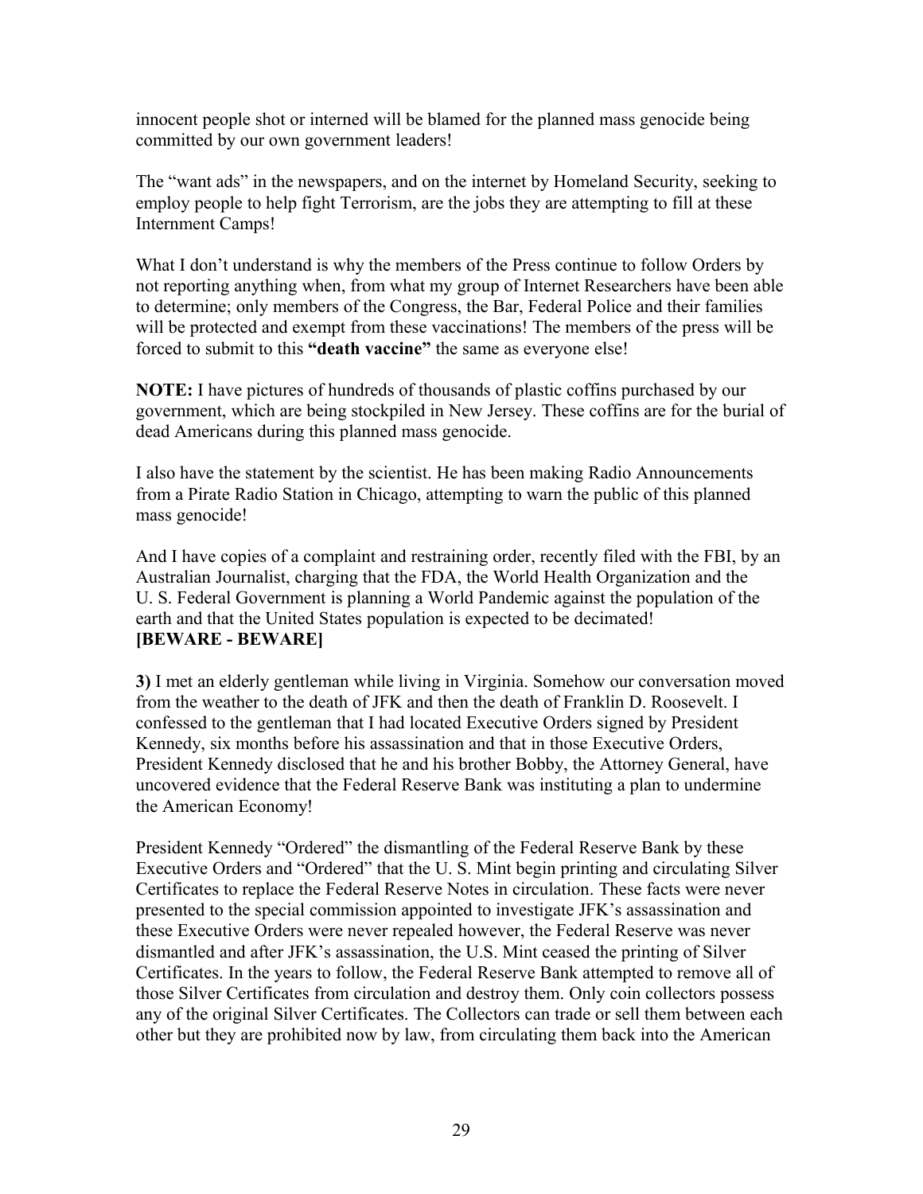innocent people shot or interned will be blamed for the planned mass genocide being committed by our own government leaders!

The "want ads" in the newspapers, and on the internet by Homeland Security, seeking to employ people to help fight Terrorism, are the jobs they are attempting to fill at these Internment Camps!

What I don't understand is why the members of the Press continue to follow Orders by not reporting anything when, from what my group of Internet Researchers have been able to determine; only members of the Congress, the Bar, Federal Police and their families will be protected and exempt from these vaccinations! The members of the press will be forced to submit to this **"death vaccine"** the same as everyone else!

**NOTE:** I have pictures of hundreds of thousands of plastic coffins purchased by our government, which are being stockpiled in New Jersey. These coffins are for the burial of dead Americans during this planned mass genocide.

I also have the statement by the scientist. He has been making Radio Announcements from a Pirate Radio Station in Chicago, attempting to warn the public of this planned mass genocide!

And I have copies of a complaint and restraining order, recently filed with the FBI, by an Australian Journalist, charging that the FDA, the World Health Organization and the U. S. Federal Government is planning a World Pandemic against the population of the earth and that the United States population is expected to be decimated!
**[BEWARE - BEWARE]**

**3)** I met an elderly gentleman while living in Virginia. Somehow our conversation moved from the weather to the death of JFK and then the death of Franklin D. Roosevelt. I confessed to the gentleman that I had located Executive Orders signed by President Kennedy, six months before his assassination and that in those Executive Orders, President Kennedy disclosed that he and his brother Bobby, the Attorney General, have uncovered evidence that the Federal Reserve Bank was instituting a plan to undermine the American Economy!

President Kennedy "Ordered" the dismantling of the Federal Reserve Bank by these Executive Orders and "Ordered" that the U. S. Mint begin printing and circulating Silver Certificates to replace the Federal Reserve Notes in circulation. These facts were never presented to the special commission appointed to investigate JFK's assassination and these Executive Orders were never repealed however, the Federal Reserve was never dismantled and after JFK's assassination, the U.S. Mint ceased the printing of Silver Certificates. In the years to follow, the Federal Reserve Bank attempted to remove all of those Silver Certificates from circulation and destroy them. Only coin collectors possess any of the original Silver Certificates. The Collectors can trade or sell them between each other but they are prohibited now by law, from circulating them back into the American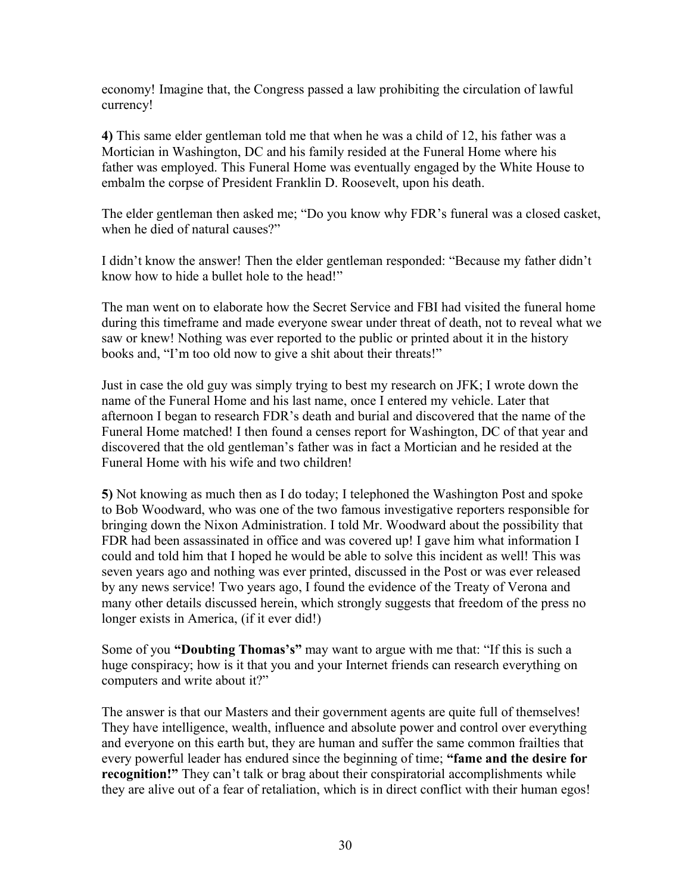economy! Imagine that, the Congress passed a law prohibiting the circulation of lawful currency!

**4)** This same elder gentleman told me that when he was a child of 12, his father was a Mortician in Washington, DC and his family resided at the Funeral Home where his father was employed. This Funeral Home was eventually engaged by the White House to embalm the corpse of President Franklin D. Roosevelt, upon his death.

The elder gentleman then asked me; "Do you know why FDR's funeral was a closed casket, when he died of natural causes?"

I didn't know the answer! Then the elder gentleman responded: "Because my father didn't know how to hide a bullet hole to the head!"

The man went on to elaborate how the Secret Service and FBI had visited the funeral home during this timeframe and made everyone swear under threat of death, not to reveal what we saw or knew! Nothing was ever reported to the public or printed about it in the history books and, "I'm too old now to give a shit about their threats!"

Just in case the old guy was simply trying to best my research on JFK; I wrote down the name of the Funeral Home and his last name, once I entered my vehicle. Later that afternoon I began to research FDR's death and burial and discovered that the name of the Funeral Home matched! I then found a censes report for Washington, DC of that year and discovered that the old gentleman's father was in fact a Mortician and he resided at the Funeral Home with his wife and two children!

**5)** Not knowing as much then as I do today; I telephoned the Washington Post and spoke to Bob Woodward, who was one of the two famous investigative reporters responsible for bringing down the Nixon Administration. I told Mr. Woodward about the possibility that FDR had been assassinated in office and was covered up! I gave him what information I could and told him that I hoped he would be able to solve this incident as well! This was seven years ago and nothing was ever printed, discussed in the Post or was ever released by any news service! Two years ago, I found the evidence of the Treaty of Verona and many other details discussed herein, which strongly suggests that freedom of the press no longer exists in America, (if it ever did!)

Some of you **"Doubting Thomas's"** may want to argue with me that: "If this is such a huge conspiracy; how is it that you and your Internet friends can research everything on computers and write about it?"

The answer is that our Masters and their government agents are quite full of themselves! They have intelligence, wealth, influence and absolute power and control over everything and everyone on this earth but, they are human and suffer the same common frailties that every powerful leader has endured since the beginning of time; **"fame and the desire for recognition!"** They can't talk or brag about their conspiratorial accomplishments while they are alive out of a fear of retaliation, which is in direct conflict with their human egos!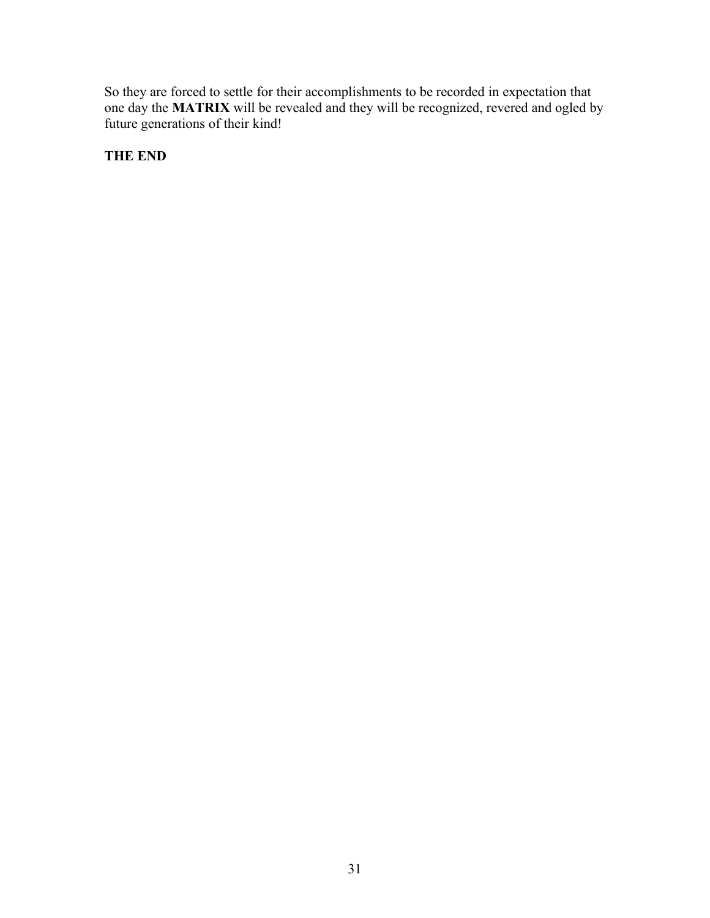So they are forced to settle for their accomplishments to be recorded in expectation that one day the **MATRIX** will be revealed and they will be recognized, revered and ogled by future generations of their kind!

**THE END**